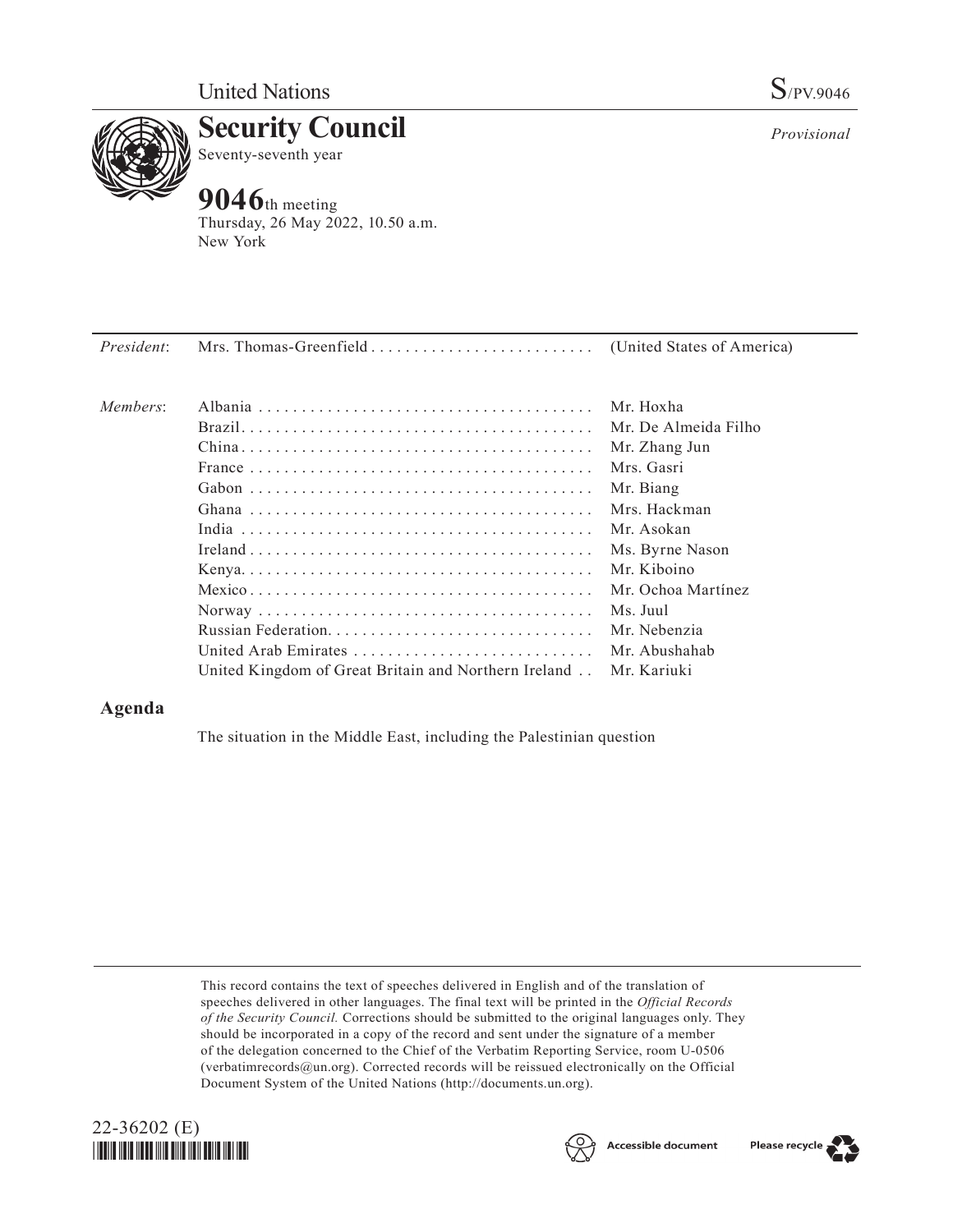United Nations S/PV.9046

# Security Council

Seventy-seventh year

*Provisional*

## 9046th meeting

Thursday, 26 May 2022, 10.50 a.m.
New York

| | | |
|---|---|---|
| *President*: | Mrs. Thomas-Greenfield | (United States of America) |
| *Members*: | Albania | Mr. Hoxha |
| | Brazil | Mr. De Almeida Filho |
| | China | Mr. Zhang Jun |
| | France | Mrs. Gasri |
| | Gabon | Mr. Biang |
| | Ghana | Mrs. Hackman |
| | India | Mr. Asokan |
| | Ireland | Ms. Byrne Nason |
| | Kenya | Mr. Kiboino |
| | Mexico | Mr. Ochoa Martínez |
| | Norway | Ms. Juul |
| | Russian Federation | Mr. Nebenzia |
| | United Arab Emirates | Mr. Abushahab |
| | United Kingdom of Great Britain and Northern Ireland | Mr. Kariuki |

## Agenda

The situation in the Middle East, including the Palestinian question

This record contains the text of speeches delivered in English and of the translation of speeches delivered in other languages. The final text will be printed in the *Official Records of the Security Council.* Corrections should be submitted to the original languages only. They should be incorporated in a copy of the record and sent under the signature of a member of the delegation concerned to the Chief of the Verbatim Reporting Service, room U-0506 (verbatimrecords@un.org). Corrected records will be reissued electronically on the Official Document System of the United Nations (http://documents.un.org).

22-36202 (E)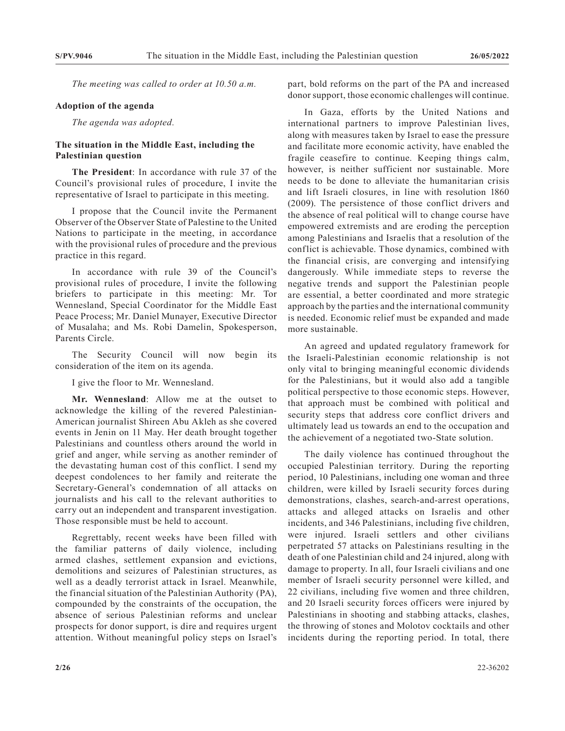*The meeting was called to order at 10.50 a.m.*

**Adoption of the agenda**

*The agenda was adopted.*

**The situation in the Middle East, including the Palestinian question**

**The President**: In accordance with rule 37 of the Council's provisional rules of procedure, I invite the representative of Israel to participate in this meeting.

I propose that the Council invite the Permanent Observer of the Observer State of Palestine to the United Nations to participate in the meeting, in accordance with the provisional rules of procedure and the previous practice in this regard.

In accordance with rule 39 of the Council's provisional rules of procedure, I invite the following briefers to participate in this meeting: Mr. Tor Wennesland, Special Coordinator for the Middle East Peace Process; Mr. Daniel Munayer, Executive Director of Musalaha; and Ms. Robi Damelin, Spokesperson, Parents Circle.

The Security Council will now begin its consideration of the item on its agenda.

I give the floor to Mr. Wennesland.

**Mr. Wennesland**: Allow me at the outset to acknowledge the killing of the revered Palestinian-American journalist Shireen Abu Akleh as she covered events in Jenin on 11 May. Her death brought together Palestinians and countless others around the world in grief and anger, while serving as another reminder of the devastating human cost of this conflict. I send my deepest condolences to her family and reiterate the Secretary-General's condemnation of all attacks on journalists and his call to the relevant authorities to carry out an independent and transparent investigation. Those responsible must be held to account.

Regrettably, recent weeks have been filled with the familiar patterns of daily violence, including armed clashes, settlement expansion and evictions, demolitions and seizures of Palestinian structures, as well as a deadly terrorist attack in Israel. Meanwhile, the financial situation of the Palestinian Authority (PA), compounded by the constraints of the occupation, the absence of serious Palestinian reforms and unclear prospects for donor support, is dire and requires urgent attention. Without meaningful policy steps on Israel's part, bold reforms on the part of the PA and increased donor support, those economic challenges will continue.

In Gaza, efforts by the United Nations and international partners to improve Palestinian lives, along with measures taken by Israel to ease the pressure and facilitate more economic activity, have enabled the fragile ceasefire to continue. Keeping things calm, however, is neither sufficient nor sustainable. More needs to be done to alleviate the humanitarian crisis and lift Israeli closures, in line with resolution 1860 (2009). The persistence of those conflict drivers and the absence of real political will to change course have empowered extremists and are eroding the perception among Palestinians and Israelis that a resolution of the conflict is achievable. Those dynamics, combined with the financial crisis, are converging and intensifying dangerously. While immediate steps to reverse the negative trends and support the Palestinian people are essential, a better coordinated and more strategic approach by the parties and the international community is needed. Economic relief must be expanded and made more sustainable.

An agreed and updated regulatory framework for the Israeli-Palestinian economic relationship is not only vital to bringing meaningful economic dividends for the Palestinians, but it would also add a tangible political perspective to those economic steps. However, that approach must be combined with political and security steps that address core conflict drivers and ultimately lead us towards an end to the occupation and the achievement of a negotiated two-State solution.

The daily violence has continued throughout the occupied Palestinian territory. During the reporting period, 10 Palestinians, including one woman and three children, were killed by Israeli security forces during demonstrations, clashes, search-and-arrest operations, attacks and alleged attacks on Israelis and other incidents, and 346 Palestinians, including five children, were injured. Israeli settlers and other civilians perpetrated 57 attacks on Palestinians resulting in the death of one Palestinian child and 24 injured, along with damage to property. In all, four Israeli civilians and one member of Israeli security personnel were killed, and 22 civilians, including five women and three children, and 20 Israeli security forces officers were injured by Palestinians in shooting and stabbing attacks, clashes, the throwing of stones and Molotov cocktails and other incidents during the reporting period. In total, there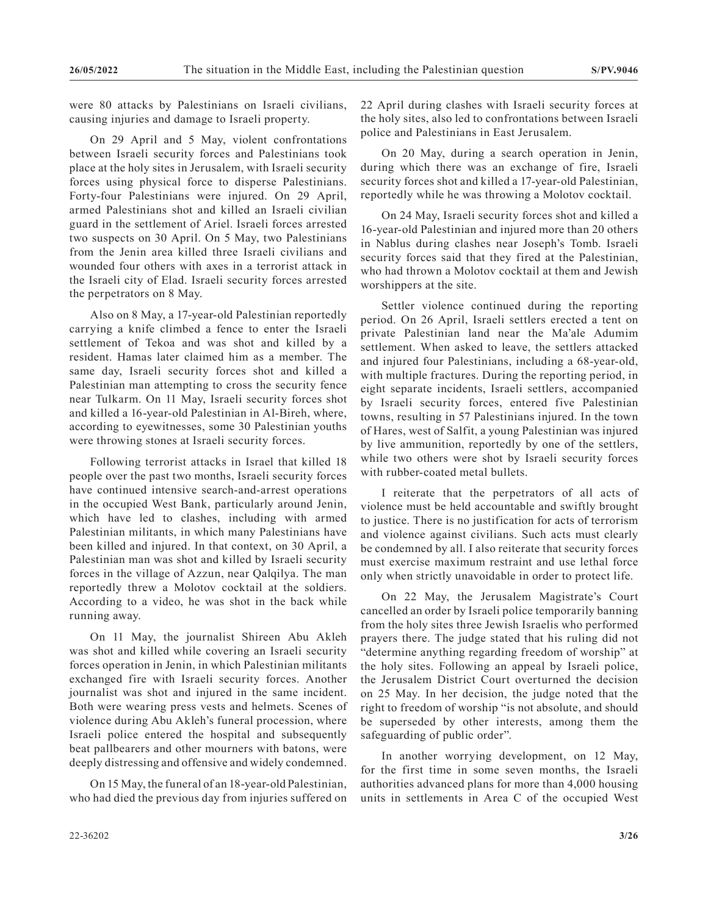were 80 attacks by Palestinians on Israeli civilians, causing injuries and damage to Israeli property.

On 29 April and 5 May, violent confrontations between Israeli security forces and Palestinians took place at the holy sites in Jerusalem, with Israeli security forces using physical force to disperse Palestinians. Forty-four Palestinians were injured. On 29 April, armed Palestinians shot and killed an Israeli civilian guard in the settlement of Ariel. Israeli forces arrested two suspects on 30 April. On 5 May, two Palestinians from the Jenin area killed three Israeli civilians and wounded four others with axes in a terrorist attack in the Israeli city of Elad. Israeli security forces arrested the perpetrators on 8 May.

Also on 8 May, a 17-year-old Palestinian reportedly carrying a knife climbed a fence to enter the Israeli settlement of Tekoa and was shot and killed by a resident. Hamas later claimed him as a member. The same day, Israeli security forces shot and killed a Palestinian man attempting to cross the security fence near Tulkarm. On 11 May, Israeli security forces shot and killed a 16-year-old Palestinian in Al-Bireh, where, according to eyewitnesses, some 30 Palestinian youths were throwing stones at Israeli security forces.

Following terrorist attacks in Israel that killed 18 people over the past two months, Israeli security forces have continued intensive search-and-arrest operations in the occupied West Bank, particularly around Jenin, which have led to clashes, including with armed Palestinian militants, in which many Palestinians have been killed and injured. In that context, on 30 April, a Palestinian man was shot and killed by Israeli security forces in the village of Azzun, near Qalqilya. The man reportedly threw a Molotov cocktail at the soldiers. According to a video, he was shot in the back while running away.

On 11 May, the journalist Shireen Abu Akleh was shot and killed while covering an Israeli security forces operation in Jenin, in which Palestinian militants exchanged fire with Israeli security forces. Another journalist was shot and injured in the same incident. Both were wearing press vests and helmets. Scenes of violence during Abu Akleh's funeral procession, where Israeli police entered the hospital and subsequently beat pallbearers and other mourners with batons, were deeply distressing and offensive and widely condemned.

On 15 May, the funeral of an 18-year-old Palestinian, who had died the previous day from injuries suffered on 22 April during clashes with Israeli security forces at the holy sites, also led to confrontations between Israeli police and Palestinians in East Jerusalem.

On 20 May, during a search operation in Jenin, during which there was an exchange of fire, Israeli security forces shot and killed a 17-year-old Palestinian, reportedly while he was throwing a Molotov cocktail.

On 24 May, Israeli security forces shot and killed a 16-year-old Palestinian and injured more than 20 others in Nablus during clashes near Joseph's Tomb. Israeli security forces said that they fired at the Palestinian, who had thrown a Molotov cocktail at them and Jewish worshippers at the site.

Settler violence continued during the reporting period. On 26 April, Israeli settlers erected a tent on private Palestinian land near the Ma'ale Adumim settlement. When asked to leave, the settlers attacked and injured four Palestinians, including a 68-year-old, with multiple fractures. During the reporting period, in eight separate incidents, Israeli settlers, accompanied by Israeli security forces, entered five Palestinian towns, resulting in 57 Palestinians injured. In the town of Hares, west of Salfit, a young Palestinian was injured by live ammunition, reportedly by one of the settlers, while two others were shot by Israeli security forces with rubber-coated metal bullets.

I reiterate that the perpetrators of all acts of violence must be held accountable and swiftly brought to justice. There is no justification for acts of terrorism and violence against civilians. Such acts must clearly be condemned by all. I also reiterate that security forces must exercise maximum restraint and use lethal force only when strictly unavoidable in order to protect life.

On 22 May, the Jerusalem Magistrate's Court cancelled an order by Israeli police temporarily banning from the holy sites three Jewish Israelis who performed prayers there. The judge stated that his ruling did not "determine anything regarding freedom of worship" at the holy sites. Following an appeal by Israeli police, the Jerusalem District Court overturned the decision on 25 May. In her decision, the judge noted that the right to freedom of worship "is not absolute, and should be superseded by other interests, among them the safeguarding of public order".

In another worrying development, on 12 May, for the first time in some seven months, the Israeli authorities advanced plans for more than 4,000 housing units in settlements in Area C of the occupied West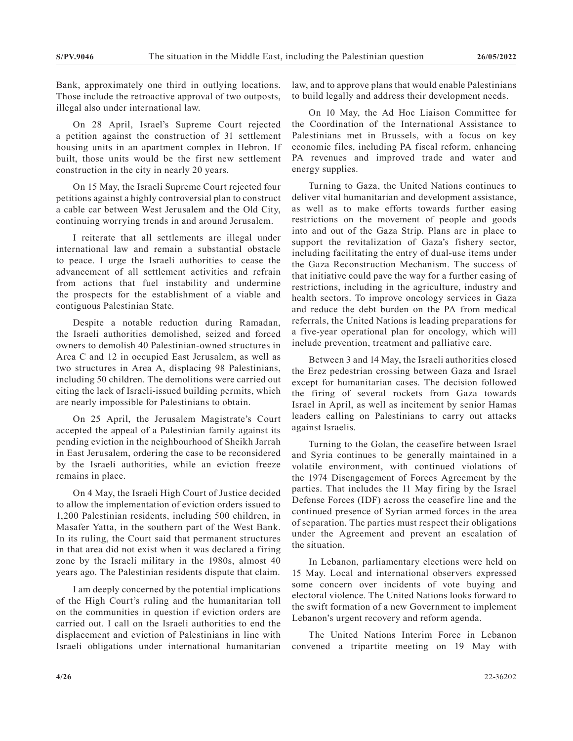Bank, approximately one third in outlying locations. Those include the retroactive approval of two outposts, illegal also under international law.

On 28 April, Israel's Supreme Court rejected a petition against the construction of 31 settlement housing units in an apartment complex in Hebron. If built, those units would be the first new settlement construction in the city in nearly 20 years.

On 15 May, the Israeli Supreme Court rejected four petitions against a highly controversial plan to construct a cable car between West Jerusalem and the Old City, continuing worrying trends in and around Jerusalem.

I reiterate that all settlements are illegal under international law and remain a substantial obstacle to peace. I urge the Israeli authorities to cease the advancement of all settlement activities and refrain from actions that fuel instability and undermine the prospects for the establishment of a viable and contiguous Palestinian State.

Despite a notable reduction during Ramadan, the Israeli authorities demolished, seized and forced owners to demolish 40 Palestinian-owned structures in Area C and 12 in occupied East Jerusalem, as well as two structures in Area A, displacing 98 Palestinians, including 50 children. The demolitions were carried out citing the lack of Israeli-issued building permits, which are nearly impossible for Palestinians to obtain.

On 25 April, the Jerusalem Magistrate's Court accepted the appeal of a Palestinian family against its pending eviction in the neighbourhood of Sheikh Jarrah in East Jerusalem, ordering the case to be reconsidered by the Israeli authorities, while an eviction freeze remains in place.

On 4 May, the Israeli High Court of Justice decided to allow the implementation of eviction orders issued to 1,200 Palestinian residents, including 500 children, in Masafer Yatta, in the southern part of the West Bank. In its ruling, the Court said that permanent structures in that area did not exist when it was declared a firing zone by the Israeli military in the 1980s, almost 40 years ago. The Palestinian residents dispute that claim.

I am deeply concerned by the potential implications of the High Court's ruling and the humanitarian toll on the communities in question if eviction orders are carried out. I call on the Israeli authorities to end the displacement and eviction of Palestinians in line with Israeli obligations under international humanitarian law, and to approve plans that would enable Palestinians to build legally and address their development needs.

On 10 May, the Ad Hoc Liaison Committee for the Coordination of the International Assistance to Palestinians met in Brussels, with a focus on key economic files, including PA fiscal reform, enhancing PA revenues and improved trade and water and energy supplies.

Turning to Gaza, the United Nations continues to deliver vital humanitarian and development assistance, as well as to make efforts towards further easing restrictions on the movement of people and goods into and out of the Gaza Strip. Plans are in place to support the revitalization of Gaza's fishery sector, including facilitating the entry of dual-use items under the Gaza Reconstruction Mechanism. The success of that initiative could pave the way for a further easing of restrictions, including in the agriculture, industry and health sectors. To improve oncology services in Gaza and reduce the debt burden on the PA from medical referrals, the United Nations is leading preparations for a five-year operational plan for oncology, which will include prevention, treatment and palliative care.

Between 3 and 14 May, the Israeli authorities closed the Erez pedestrian crossing between Gaza and Israel except for humanitarian cases. The decision followed the firing of several rockets from Gaza towards Israel in April, as well as incitement by senior Hamas leaders calling on Palestinians to carry out attacks against Israelis.

Turning to the Golan, the ceasefire between Israel and Syria continues to be generally maintained in a volatile environment, with continued violations of the 1974 Disengagement of Forces Agreement by the parties. That includes the 11 May firing by the Israel Defense Forces (IDF) across the ceasefire line and the continued presence of Syrian armed forces in the area of separation. The parties must respect their obligations under the Agreement and prevent an escalation of the situation.

In Lebanon, parliamentary elections were held on 15 May. Local and international observers expressed some concern over incidents of vote buying and electoral violence. The United Nations looks forward to the swift formation of a new Government to implement Lebanon's urgent recovery and reform agenda.

The United Nations Interim Force in Lebanon convened a tripartite meeting on 19 May with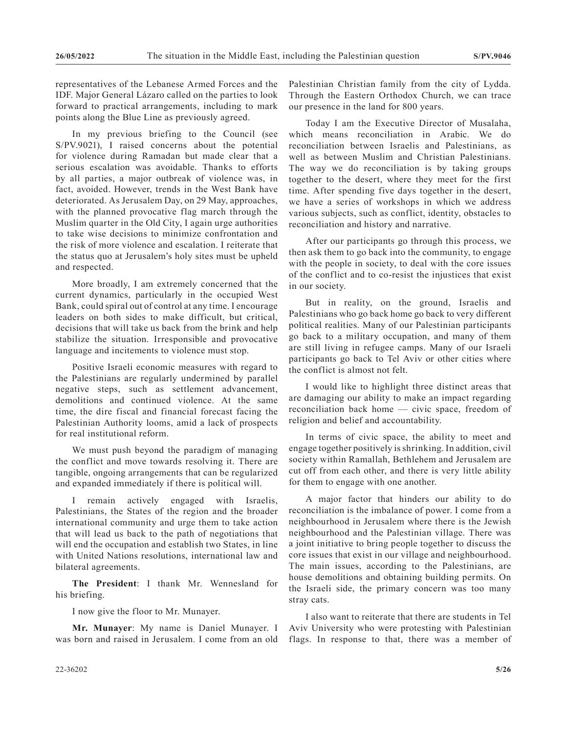representatives of the Lebanese Armed Forces and the IDF. Major General Lázaro called on the parties to look forward to practical arrangements, including to mark points along the Blue Line as previously agreed.

In my previous briefing to the Council (see S/PV.9021), I raised concerns about the potential for violence during Ramadan but made clear that a serious escalation was avoidable. Thanks to efforts by all parties, a major outbreak of violence was, in fact, avoided. However, trends in the West Bank have deteriorated. As Jerusalem Day, on 29 May, approaches, with the planned provocative flag march through the Muslim quarter in the Old City, I again urge authorities to take wise decisions to minimize confrontation and the risk of more violence and escalation. I reiterate that the status quo at Jerusalem's holy sites must be upheld and respected.

More broadly, I am extremely concerned that the current dynamics, particularly in the occupied West Bank, could spiral out of control at any time. I encourage leaders on both sides to make difficult, but critical, decisions that will take us back from the brink and help stabilize the situation. Irresponsible and provocative language and incitements to violence must stop.

Positive Israeli economic measures with regard to the Palestinians are regularly undermined by parallel negative steps, such as settlement advancement, demolitions and continued violence. At the same time, the dire fiscal and financial forecast facing the Palestinian Authority looms, amid a lack of prospects for real institutional reform.

We must push beyond the paradigm of managing the conflict and move towards resolving it. There are tangible, ongoing arrangements that can be regularized and expanded immediately if there is political will.

I remain actively engaged with Israelis, Palestinians, the States of the region and the broader international community and urge them to take action that will lead us back to the path of negotiations that will end the occupation and establish two States, in line with United Nations resolutions, international law and bilateral agreements.

**The President**: I thank Mr. Wennesland for his briefing.

I now give the floor to Mr. Munayer.

**Mr. Munayer**: My name is Daniel Munayer. I was born and raised in Jerusalem. I come from an old Palestinian Christian family from the city of Lydda. Through the Eastern Orthodox Church, we can trace our presence in the land for 800 years.

Today I am the Executive Director of Musalaha, which means reconciliation in Arabic. We do reconciliation between Israelis and Palestinians, as well as between Muslim and Christian Palestinians. The way we do reconciliation is by taking groups together to the desert, where they meet for the first time. After spending five days together in the desert, we have a series of workshops in which we address various subjects, such as conflict, identity, obstacles to reconciliation and history and narrative.

After our participants go through this process, we then ask them to go back into the community, to engage with the people in society, to deal with the core issues of the conflict and to co-resist the injustices that exist in our society.

But in reality, on the ground, Israelis and Palestinians who go back home go back to very different political realities. Many of our Palestinian participants go back to a military occupation, and many of them are still living in refugee camps. Many of our Israeli participants go back to Tel Aviv or other cities where the conflict is almost not felt.

I would like to highlight three distinct areas that are damaging our ability to make an impact regarding reconciliation back home — civic space, freedom of religion and belief and accountability.

In terms of civic space, the ability to meet and engage together positively is shrinking. In addition, civil society within Ramallah, Bethlehem and Jerusalem are cut off from each other, and there is very little ability for them to engage with one another.

A major factor that hinders our ability to do reconciliation is the imbalance of power. I come from a neighbourhood in Jerusalem where there is the Jewish neighbourhood and the Palestinian village. There was a joint initiative to bring people together to discuss the core issues that exist in our village and neighbourhood. The main issues, according to the Palestinians, are house demolitions and obtaining building permits. On the Israeli side, the primary concern was too many stray cats.

I also want to reiterate that there are students in Tel Aviv University who were protesting with Palestinian flags. In response to that, there was a member of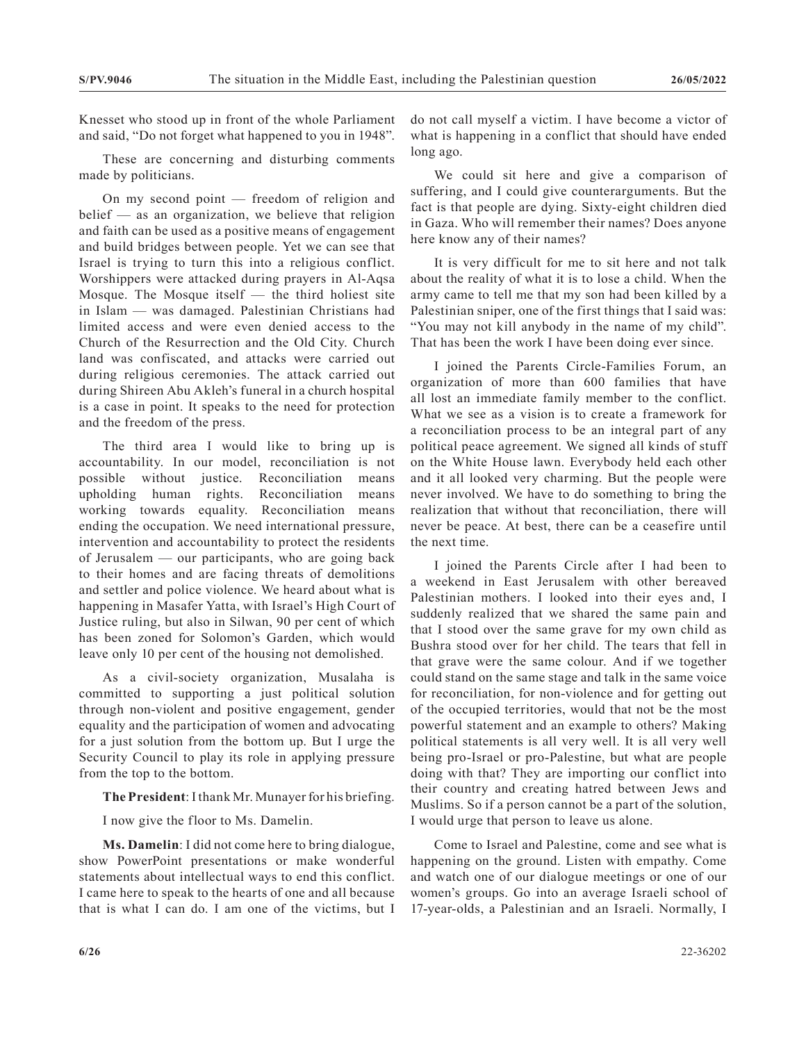Knesset who stood up in front of the whole Parliament and said, "Do not forget what happened to you in 1948".

These are concerning and disturbing comments made by politicians.

On my second point — freedom of religion and belief — as an organization, we believe that religion and faith can be used as a positive means of engagement and build bridges between people. Yet we can see that Israel is trying to turn this into a religious conflict. Worshippers were attacked during prayers in Al-Aqsa Mosque. The Mosque itself — the third holiest site in Islam — was damaged. Palestinian Christians had limited access and were even denied access to the Church of the Resurrection and the Old City. Church land was confiscated, and attacks were carried out during religious ceremonies. The attack carried out during Shireen Abu Akleh's funeral in a church hospital is a case in point. It speaks to the need for protection and the freedom of the press.

The third area I would like to bring up is accountability. In our model, reconciliation is not possible without justice. Reconciliation means upholding human rights. Reconciliation means working towards equality. Reconciliation means ending the occupation. We need international pressure, intervention and accountability to protect the residents of Jerusalem — our participants, who are going back to their homes and are facing threats of demolitions and settler and police violence. We heard about what is happening in Masafer Yatta, with Israel's High Court of Justice ruling, but also in Silwan, 90 per cent of which has been zoned for Solomon's Garden, which would leave only 10 per cent of the housing not demolished.

As a civil-society organization, Musalaha is committed to supporting a just political solution through non-violent and positive engagement, gender equality and the participation of women and advocating for a just solution from the bottom up. But I urge the Security Council to play its role in applying pressure from the top to the bottom.

**The President**: I thank Mr. Munayer for his briefing.

I now give the floor to Ms. Damelin.

**Ms. Damelin**: I did not come here to bring dialogue, show PowerPoint presentations or make wonderful statements about intellectual ways to end this conflict. I came here to speak to the hearts of one and all because that is what I can do. I am one of the victims, but I do not call myself a victim. I have become a victor of what is happening in a conflict that should have ended long ago.

We could sit here and give a comparison of suffering, and I could give counterarguments. But the fact is that people are dying. Sixty-eight children died in Gaza. Who will remember their names? Does anyone here know any of their names?

It is very difficult for me to sit here and not talk about the reality of what it is to lose a child. When the army came to tell me that my son had been killed by a Palestinian sniper, one of the first things that I said was: "You may not kill anybody in the name of my child". That has been the work I have been doing ever since.

I joined the Parents Circle-Families Forum, an organization of more than 600 families that have all lost an immediate family member to the conflict. What we see as a vision is to create a framework for a reconciliation process to be an integral part of any political peace agreement. We signed all kinds of stuff on the White House lawn. Everybody held each other and it all looked very charming. But the people were never involved. We have to do something to bring the realization that without that reconciliation, there will never be peace. At best, there can be a ceasefire until the next time.

I joined the Parents Circle after I had been to a weekend in East Jerusalem with other bereaved Palestinian mothers. I looked into their eyes and, I suddenly realized that we shared the same pain and that I stood over the same grave for my own child as Bushra stood over for her child. The tears that fell in that grave were the same colour. And if we together could stand on the same stage and talk in the same voice for reconciliation, for non-violence and for getting out of the occupied territories, would that not be the most powerful statement and an example to others? Making political statements is all very well. It is all very well being pro-Israel or pro-Palestine, but what are people doing with that? They are importing our conflict into their country and creating hatred between Jews and Muslims. So if a person cannot be a part of the solution, I would urge that person to leave us alone.

Come to Israel and Palestine, come and see what is happening on the ground. Listen with empathy. Come and watch one of our dialogue meetings or one of our women's groups. Go into an average Israeli school of 17-year-olds, a Palestinian and an Israeli. Normally, I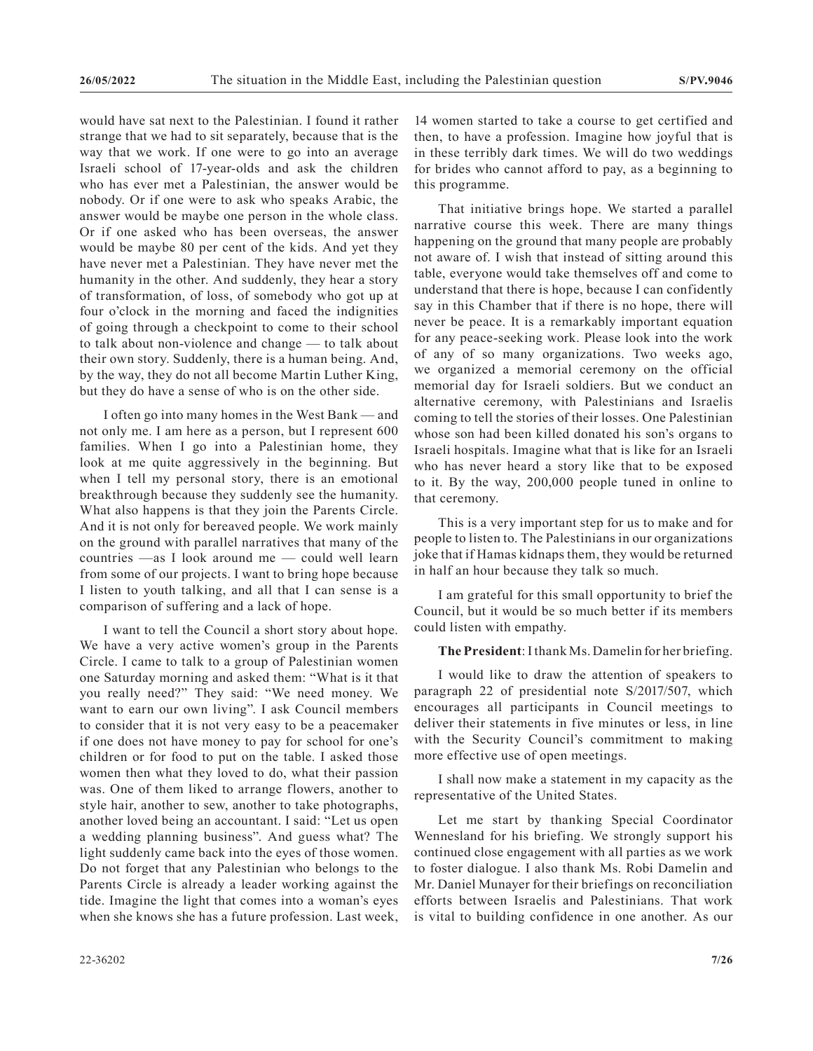would have sat next to the Palestinian. I found it rather strange that we had to sit separately, because that is the way that we work. If one were to go into an average Israeli school of 17-year-olds and ask the children who has ever met a Palestinian, the answer would be nobody. Or if one were to ask who speaks Arabic, the answer would be maybe one person in the whole class. Or if one asked who has been overseas, the answer would be maybe 80 per cent of the kids. And yet they have never met a Palestinian. They have never met the humanity in the other. And suddenly, they hear a story of transformation, of loss, of somebody who got up at four o'clock in the morning and faced the indignities of going through a checkpoint to come to their school to talk about non-violence and change — to talk about their own story. Suddenly, there is a human being. And, by the way, they do not all become Martin Luther King, but they do have a sense of who is on the other side.

I often go into many homes in the West Bank — and not only me. I am here as a person, but I represent 600 families. When I go into a Palestinian home, they look at me quite aggressively in the beginning. But when I tell my personal story, there is an emotional breakthrough because they suddenly see the humanity. What also happens is that they join the Parents Circle. And it is not only for bereaved people. We work mainly on the ground with parallel narratives that many of the countries —as I look around me — could well learn from some of our projects. I want to bring hope because I listen to youth talking, and all that I can sense is a comparison of suffering and a lack of hope.

I want to tell the Council a short story about hope. We have a very active women's group in the Parents Circle. I came to talk to a group of Palestinian women one Saturday morning and asked them: "What is it that you really need?" They said: "We need money. We want to earn our own living". I ask Council members to consider that it is not very easy to be a peacemaker if one does not have money to pay for school for one's children or for food to put on the table. I asked those women then what they loved to do, what their passion was. One of them liked to arrange flowers, another to style hair, another to sew, another to take photographs, another loved being an accountant. I said: "Let us open a wedding planning business". And guess what? The light suddenly came back into the eyes of those women. Do not forget that any Palestinian who belongs to the Parents Circle is already a leader working against the tide. Imagine the light that comes into a woman's eyes when she knows she has a future profession. Last week, 14 women started to take a course to get certified and then, to have a profession. Imagine how joyful that is in these terribly dark times. We will do two weddings for brides who cannot afford to pay, as a beginning to this programme.

That initiative brings hope. We started a parallel narrative course this week. There are many things happening on the ground that many people are probably not aware of. I wish that instead of sitting around this table, everyone would take themselves off and come to understand that there is hope, because I can confidently say in this Chamber that if there is no hope, there will never be peace. It is a remarkably important equation for any peace-seeking work. Please look into the work of any of so many organizations. Two weeks ago, we organized a memorial ceremony on the official memorial day for Israeli soldiers. But we conduct an alternative ceremony, with Palestinians and Israelis coming to tell the stories of their losses. One Palestinian whose son had been killed donated his son's organs to Israeli hospitals. Imagine what that is like for an Israeli who has never heard a story like that to be exposed to it. By the way, 200,000 people tuned in online to that ceremony.

This is a very important step for us to make and for people to listen to. The Palestinians in our organizations joke that if Hamas kidnaps them, they would be returned in half an hour because they talk so much.

I am grateful for this small opportunity to brief the Council, but it would be so much better if its members could listen with empathy.

**The President**: I thank Ms. Damelin for her briefing.

I would like to draw the attention of speakers to paragraph 22 of presidential note S/2017/507, which encourages all participants in Council meetings to deliver their statements in five minutes or less, in line with the Security Council's commitment to making more effective use of open meetings.

I shall now make a statement in my capacity as the representative of the United States.

Let me start by thanking Special Coordinator Wennesland for his briefing. We strongly support his continued close engagement with all parties as we work to foster dialogue. I also thank Ms. Robi Damelin and Mr. Daniel Munayer for their briefings on reconciliation efforts between Israelis and Palestinians. That work is vital to building confidence in one another. As our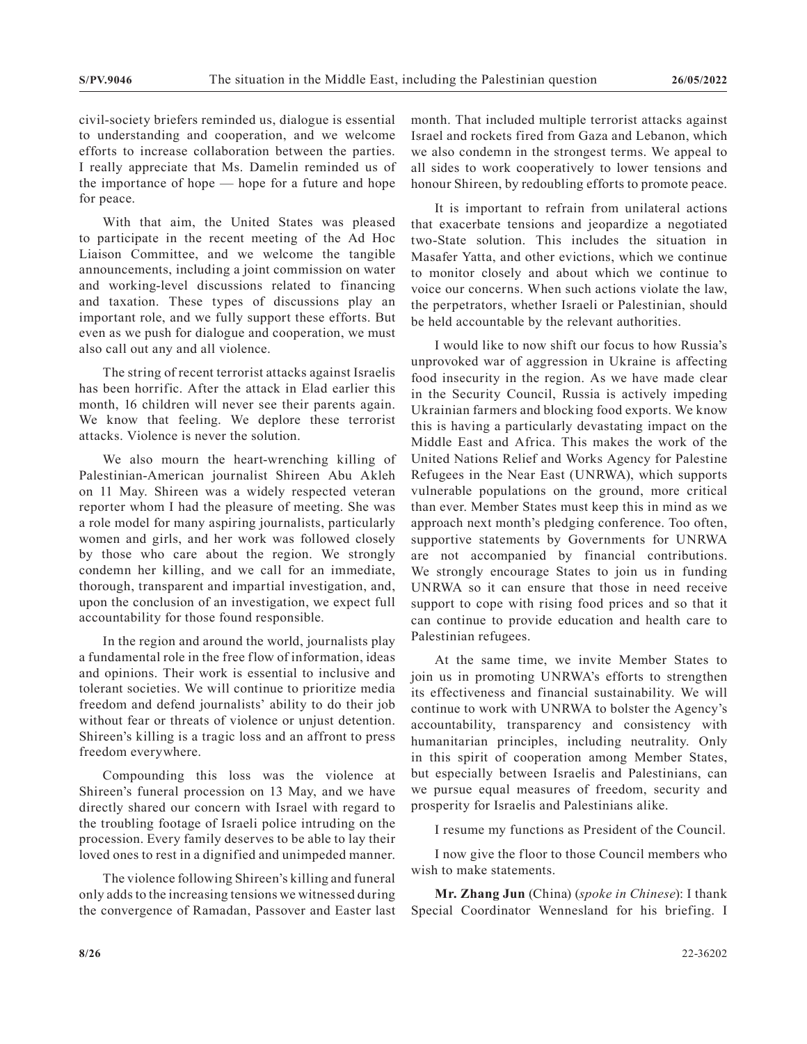civil-society briefers reminded us, dialogue is essential to understanding and cooperation, and we welcome efforts to increase collaboration between the parties. I really appreciate that Ms. Damelin reminded us of the importance of hope — hope for a future and hope for peace.

With that aim, the United States was pleased to participate in the recent meeting of the Ad Hoc Liaison Committee, and we welcome the tangible announcements, including a joint commission on water and working-level discussions related to financing and taxation. These types of discussions play an important role, and we fully support these efforts. But even as we push for dialogue and cooperation, we must also call out any and all violence.

The string of recent terrorist attacks against Israelis has been horrific. After the attack in Elad earlier this month, 16 children will never see their parents again. We know that feeling. We deplore these terrorist attacks. Violence is never the solution.

We also mourn the heart-wrenching killing of Palestinian-American journalist Shireen Abu Akleh on 11 May. Shireen was a widely respected veteran reporter whom I had the pleasure of meeting. She was a role model for many aspiring journalists, particularly women and girls, and her work was followed closely by those who care about the region. We strongly condemn her killing, and we call for an immediate, thorough, transparent and impartial investigation, and, upon the conclusion of an investigation, we expect full accountability for those found responsible.

In the region and around the world, journalists play a fundamental role in the free flow of information, ideas and opinions. Their work is essential to inclusive and tolerant societies. We will continue to prioritize media freedom and defend journalists' ability to do their job without fear or threats of violence or unjust detention. Shireen's killing is a tragic loss and an affront to press freedom everywhere.

Compounding this loss was the violence at Shireen's funeral procession on 13 May, and we have directly shared our concern with Israel with regard to the troubling footage of Israeli police intruding on the procession. Every family deserves to be able to lay their loved ones to rest in a dignified and unimpeded manner.

The violence following Shireen's killing and funeral only adds to the increasing tensions we witnessed during the convergence of Ramadan, Passover and Easter last month. That included multiple terrorist attacks against Israel and rockets fired from Gaza and Lebanon, which we also condemn in the strongest terms. We appeal to all sides to work cooperatively to lower tensions and honour Shireen, by redoubling efforts to promote peace.

It is important to refrain from unilateral actions that exacerbate tensions and jeopardize a negotiated two-State solution. This includes the situation in Masafer Yatta, and other evictions, which we continue to monitor closely and about which we continue to voice our concerns. When such actions violate the law, the perpetrators, whether Israeli or Palestinian, should be held accountable by the relevant authorities.

I would like to now shift our focus to how Russia's unprovoked war of aggression in Ukraine is affecting food insecurity in the region. As we have made clear in the Security Council, Russia is actively impeding Ukrainian farmers and blocking food exports. We know this is having a particularly devastating impact on the Middle East and Africa. This makes the work of the United Nations Relief and Works Agency for Palestine Refugees in the Near East (UNRWA), which supports vulnerable populations on the ground, more critical than ever. Member States must keep this in mind as we approach next month's pledging conference. Too often, supportive statements by Governments for UNRWA are not accompanied by financial contributions. We strongly encourage States to join us in funding UNRWA so it can ensure that those in need receive support to cope with rising food prices and so that it can continue to provide education and health care to Palestinian refugees.

At the same time, we invite Member States to join us in promoting UNRWA's efforts to strengthen its effectiveness and financial sustainability. We will continue to work with UNRWA to bolster the Agency's accountability, transparency and consistency with humanitarian principles, including neutrality. Only in this spirit of cooperation among Member States, but especially between Israelis and Palestinians, can we pursue equal measures of freedom, security and prosperity for Israelis and Palestinians alike.

I resume my functions as President of the Council.

I now give the floor to those Council members who wish to make statements.

**Mr. Zhang Jun** (China) (*spoke in Chinese*): I thank Special Coordinator Wennesland for his briefing. I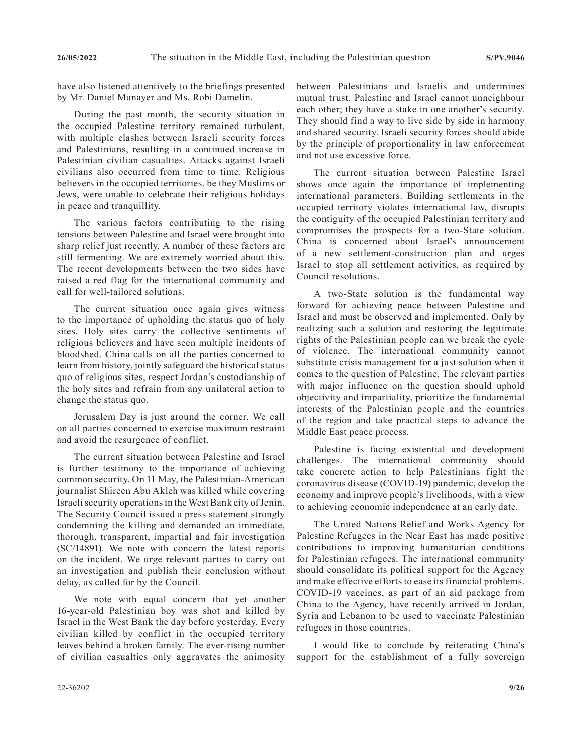have also listened attentively to the briefings presented by Mr. Daniel Munayer and Ms. Robi Damelin.

During the past month, the security situation in the occupied Palestine territory remained turbulent, with multiple clashes between Israeli security forces and Palestinians, resulting in a continued increase in Palestinian civilian casualties. Attacks against Israeli civilians also occurred from time to time. Religious believers in the occupied territories, be they Muslims or Jews, were unable to celebrate their religious holidays in peace and tranquillity.

The various factors contributing to the rising tensions between Palestine and Israel were brought into sharp relief just recently. A number of these factors are still fermenting. We are extremely worried about this. The recent developments between the two sides have raised a red flag for the international community and call for well-tailored solutions.

The current situation once again gives witness to the importance of upholding the status quo of holy sites. Holy sites carry the collective sentiments of religious believers and have seen multiple incidents of bloodshed. China calls on all the parties concerned to learn from history, jointly safeguard the historical status quo of religious sites, respect Jordan's custodianship of the holy sites and refrain from any unilateral action to change the status quo.

Jerusalem Day is just around the corner. We call on all parties concerned to exercise maximum restraint and avoid the resurgence of conflict.

The current situation between Palestine and Israel is further testimony to the importance of achieving common security. On 11 May, the Palestinian-American journalist Shireen Abu Akleh was killed while covering Israeli security operations in the West Bank city of Jenin. The Security Council issued a press statement strongly condemning the killing and demanded an immediate, thorough, transparent, impartial and fair investigation (SC/14891). We note with concern the latest reports on the incident. We urge relevant parties to carry out an investigation and publish their conclusion without delay, as called for by the Council.

We note with equal concern that yet another 16-year-old Palestinian boy was shot and killed by Israel in the West Bank the day before yesterday. Every civilian killed by conflict in the occupied territory leaves behind a broken family. The ever-rising number of civilian casualties only aggravates the animosity between Palestinians and Israelis and undermines mutual trust. Palestine and Israel cannot unneighbour each other; they have a stake in one another's security. They should find a way to live side by side in harmony and shared security. Israeli security forces should abide by the principle of proportionality in law enforcement and not use excessive force.

The current situation between Palestine Israel shows once again the importance of implementing international parameters. Building settlements in the occupied territory violates international law, disrupts the contiguity of the occupied Palestinian territory and compromises the prospects for a two-State solution. China is concerned about Israel's announcement of a new settlement-construction plan and urges Israel to stop all settlement activities, as required by Council resolutions.

A two-State solution is the fundamental way forward for achieving peace between Palestine and Israel and must be observed and implemented. Only by realizing such a solution and restoring the legitimate rights of the Palestinian people can we break the cycle of violence. The international community cannot substitute crisis management for a just solution when it comes to the question of Palestine. The relevant parties with major influence on the question should uphold objectivity and impartiality, prioritize the fundamental interests of the Palestinian people and the countries of the region and take practical steps to advance the Middle East peace process.

Palestine is facing existential and development challenges. The international community should take concrete action to help Palestinians fight the coronavirus disease (COVID-19) pandemic, develop the economy and improve people's livelihoods, with a view to achieving economic independence at an early date.

The United Nations Relief and Works Agency for Palestine Refugees in the Near East has made positive contributions to improving humanitarian conditions for Palestinian refugees. The international community should consolidate its political support for the Agency and make effective efforts to ease its financial problems. COVID-19 vaccines, as part of an aid package from China to the Agency, have recently arrived in Jordan, Syria and Lebanon to be used to vaccinate Palestinian refugees in those countries.

I would like to conclude by reiterating China's support for the establishment of a fully sovereign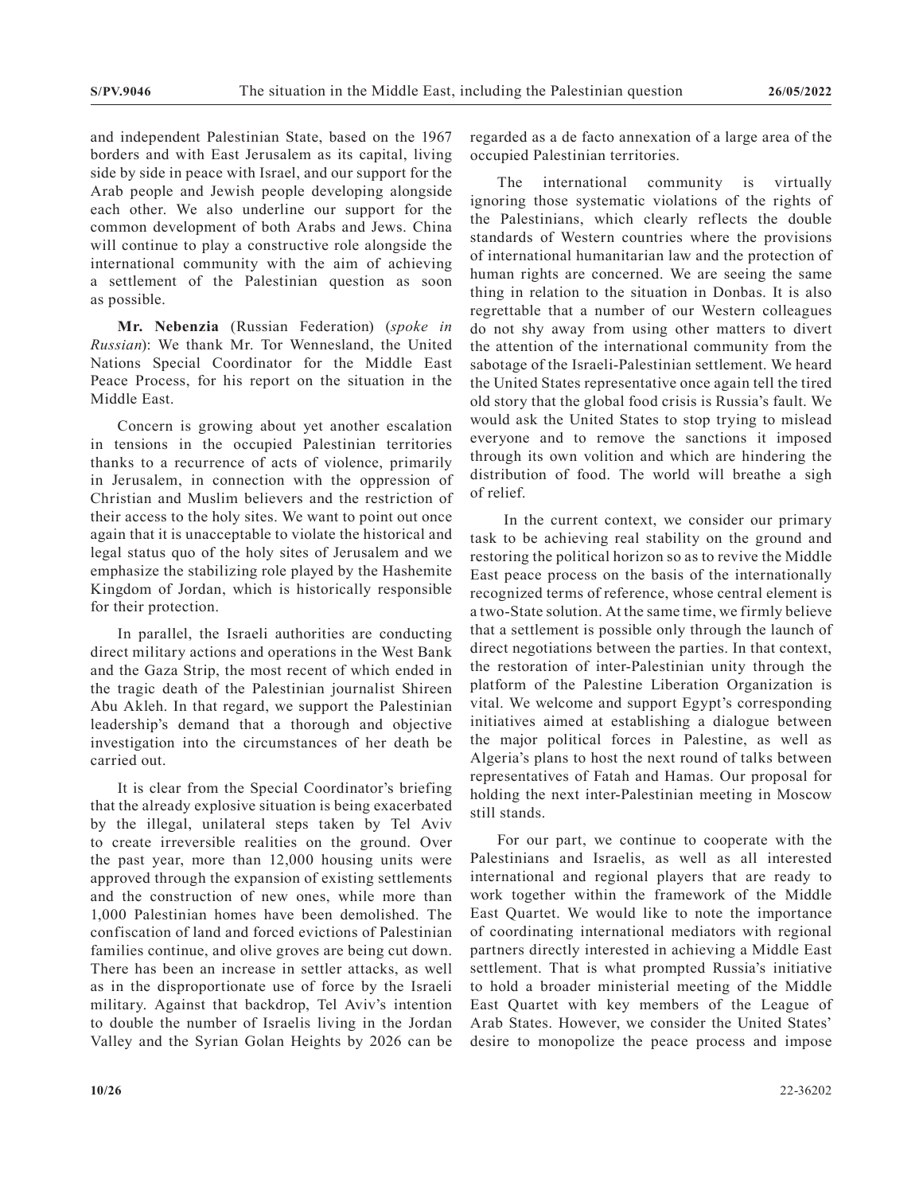and independent Palestinian State, based on the 1967 borders and with East Jerusalem as its capital, living side by side in peace with Israel, and our support for the Arab people and Jewish people developing alongside each other. We also underline our support for the common development of both Arabs and Jews. China will continue to play a constructive role alongside the international community with the aim of achieving a settlement of the Palestinian question as soon as possible.

**Mr. Nebenzia** (Russian Federation) (*spoke in Russian*): We thank Mr. Tor Wennesland, the United Nations Special Coordinator for the Middle East Peace Process, for his report on the situation in the Middle East.

Concern is growing about yet another escalation in tensions in the occupied Palestinian territories thanks to a recurrence of acts of violence, primarily in Jerusalem, in connection with the oppression of Christian and Muslim believers and the restriction of their access to the holy sites. We want to point out once again that it is unacceptable to violate the historical and legal status quo of the holy sites of Jerusalem and we emphasize the stabilizing role played by the Hashemite Kingdom of Jordan, which is historically responsible for their protection.

In parallel, the Israeli authorities are conducting direct military actions and operations in the West Bank and the Gaza Strip, the most recent of which ended in the tragic death of the Palestinian journalist Shireen Abu Akleh. In that regard, we support the Palestinian leadership's demand that a thorough and objective investigation into the circumstances of her death be carried out.

It is clear from the Special Coordinator's briefing that the already explosive situation is being exacerbated by the illegal, unilateral steps taken by Tel Aviv to create irreversible realities on the ground. Over the past year, more than 12,000 housing units were approved through the expansion of existing settlements and the construction of new ones, while more than 1,000 Palestinian homes have been demolished. The confiscation of land and forced evictions of Palestinian families continue, and olive groves are being cut down. There has been an increase in settler attacks, as well as in the disproportionate use of force by the Israeli military. Against that backdrop, Tel Aviv's intention to double the number of Israelis living in the Jordan Valley and the Syrian Golan Heights by 2026 can be regarded as a de facto annexation of a large area of the occupied Palestinian territories.

The international community is virtually ignoring those systematic violations of the rights of the Palestinians, which clearly reflects the double standards of Western countries where the provisions of international humanitarian law and the protection of human rights are concerned. We are seeing the same thing in relation to the situation in Donbas. It is also regrettable that a number of our Western colleagues do not shy away from using other matters to divert the attention of the international community from the sabotage of the Israeli-Palestinian settlement. We heard the United States representative once again tell the tired old story that the global food crisis is Russia's fault. We would ask the United States to stop trying to mislead everyone and to remove the sanctions it imposed through its own volition and which are hindering the distribution of food. The world will breathe a sigh of relief.

In the current context, we consider our primary task to be achieving real stability on the ground and restoring the political horizon so as to revive the Middle East peace process on the basis of the internationally recognized terms of reference, whose central element is a two-State solution. At the same time, we firmly believe that a settlement is possible only through the launch of direct negotiations between the parties. In that context, the restoration of inter-Palestinian unity through the platform of the Palestine Liberation Organization is vital. We welcome and support Egypt's corresponding initiatives aimed at establishing a dialogue between the major political forces in Palestine, as well as Algeria's plans to host the next round of talks between representatives of Fatah and Hamas. Our proposal for holding the next inter-Palestinian meeting in Moscow still stands.

For our part, we continue to cooperate with the Palestinians and Israelis, as well as all interested international and regional players that are ready to work together within the framework of the Middle East Quartet. We would like to note the importance of coordinating international mediators with regional partners directly interested in achieving a Middle East settlement. That is what prompted Russia's initiative to hold a broader ministerial meeting of the Middle East Quartet with key members of the League of Arab States. However, we consider the United States' desire to monopolize the peace process and impose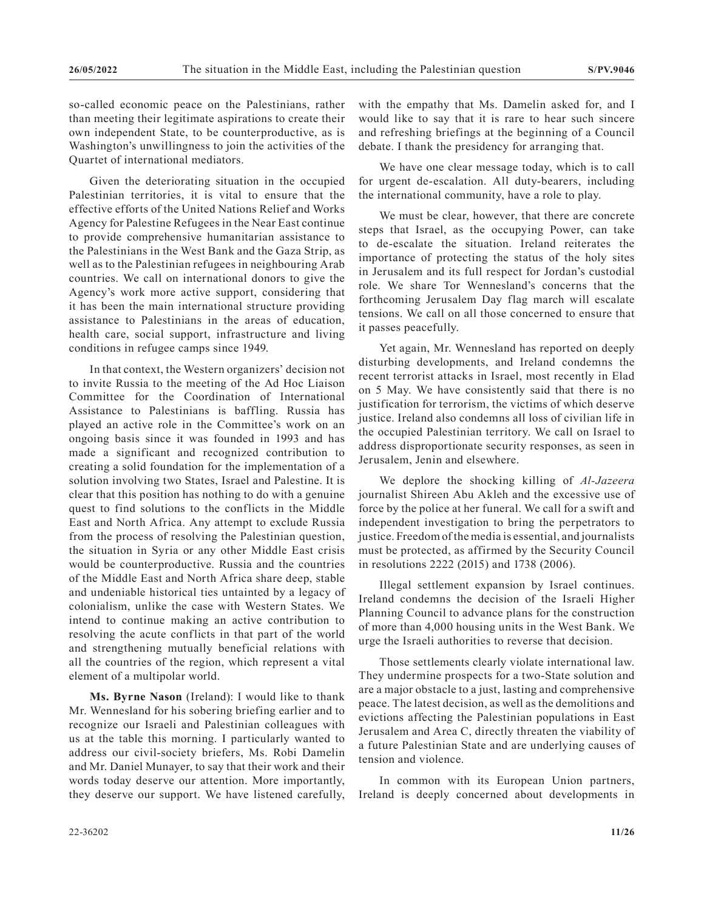so-called economic peace on the Palestinians, rather than meeting their legitimate aspirations to create their own independent State, to be counterproductive, as is Washington's unwillingness to join the activities of the Quartet of international mediators.

Given the deteriorating situation in the occupied Palestinian territories, it is vital to ensure that the effective efforts of the United Nations Relief and Works Agency for Palestine Refugees in the Near East continue to provide comprehensive humanitarian assistance to the Palestinians in the West Bank and the Gaza Strip, as well as to the Palestinian refugees in neighbouring Arab countries. We call on international donors to give the Agency's work more active support, considering that it has been the main international structure providing assistance to Palestinians in the areas of education, health care, social support, infrastructure and living conditions in refugee camps since 1949.

In that context, the Western organizers' decision not to invite Russia to the meeting of the Ad Hoc Liaison Committee for the Coordination of International Assistance to Palestinians is baffling. Russia has played an active role in the Committee's work on an ongoing basis since it was founded in 1993 and has made a significant and recognized contribution to creating a solid foundation for the implementation of a solution involving two States, Israel and Palestine. It is clear that this position has nothing to do with a genuine quest to find solutions to the conflicts in the Middle East and North Africa. Any attempt to exclude Russia from the process of resolving the Palestinian question, the situation in Syria or any other Middle East crisis would be counterproductive. Russia and the countries of the Middle East and North Africa share deep, stable and undeniable historical ties untainted by a legacy of colonialism, unlike the case with Western States. We intend to continue making an active contribution to resolving the acute conflicts in that part of the world and strengthening mutually beneficial relations with all the countries of the region, which represent a vital element of a multipolar world.

**Ms. Byrne Nason** (Ireland): I would like to thank Mr. Wennesland for his sobering briefing earlier and to recognize our Israeli and Palestinian colleagues with us at the table this morning. I particularly wanted to address our civil-society briefers, Ms. Robi Damelin and Mr. Daniel Munayer, to say that their work and their words today deserve our attention. More importantly, they deserve our support. We have listened carefully, with the empathy that Ms. Damelin asked for, and I would like to say that it is rare to hear such sincere and refreshing briefings at the beginning of a Council debate. I thank the presidency for arranging that.

We have one clear message today, which is to call for urgent de-escalation. All duty-bearers, including the international community, have a role to play.

We must be clear, however, that there are concrete steps that Israel, as the occupying Power, can take to de-escalate the situation. Ireland reiterates the importance of protecting the status of the holy sites in Jerusalem and its full respect for Jordan's custodial role. We share Tor Wennesland's concerns that the forthcoming Jerusalem Day flag march will escalate tensions. We call on all those concerned to ensure that it passes peacefully.

Yet again, Mr. Wennesland has reported on deeply disturbing developments, and Ireland condemns the recent terrorist attacks in Israel, most recently in Elad on 5 May. We have consistently said that there is no justification for terrorism, the victims of which deserve justice. Ireland also condemns all loss of civilian life in the occupied Palestinian territory. We call on Israel to address disproportionate security responses, as seen in Jerusalem, Jenin and elsewhere.

We deplore the shocking killing of *Al-Jazeera* journalist Shireen Abu Akleh and the excessive use of force by the police at her funeral. We call for a swift and independent investigation to bring the perpetrators to justice. Freedom of the media is essential, and journalists must be protected, as affirmed by the Security Council in resolutions 2222 (2015) and 1738 (2006).

Illegal settlement expansion by Israel continues. Ireland condemns the decision of the Israeli Higher Planning Council to advance plans for the construction of more than 4,000 housing units in the West Bank. We urge the Israeli authorities to reverse that decision.

Those settlements clearly violate international law. They undermine prospects for a two-State solution and are a major obstacle to a just, lasting and comprehensive peace. The latest decision, as well as the demolitions and evictions affecting the Palestinian populations in East Jerusalem and Area C, directly threaten the viability of a future Palestinian State and are underlying causes of tension and violence.

In common with its European Union partners, Ireland is deeply concerned about developments in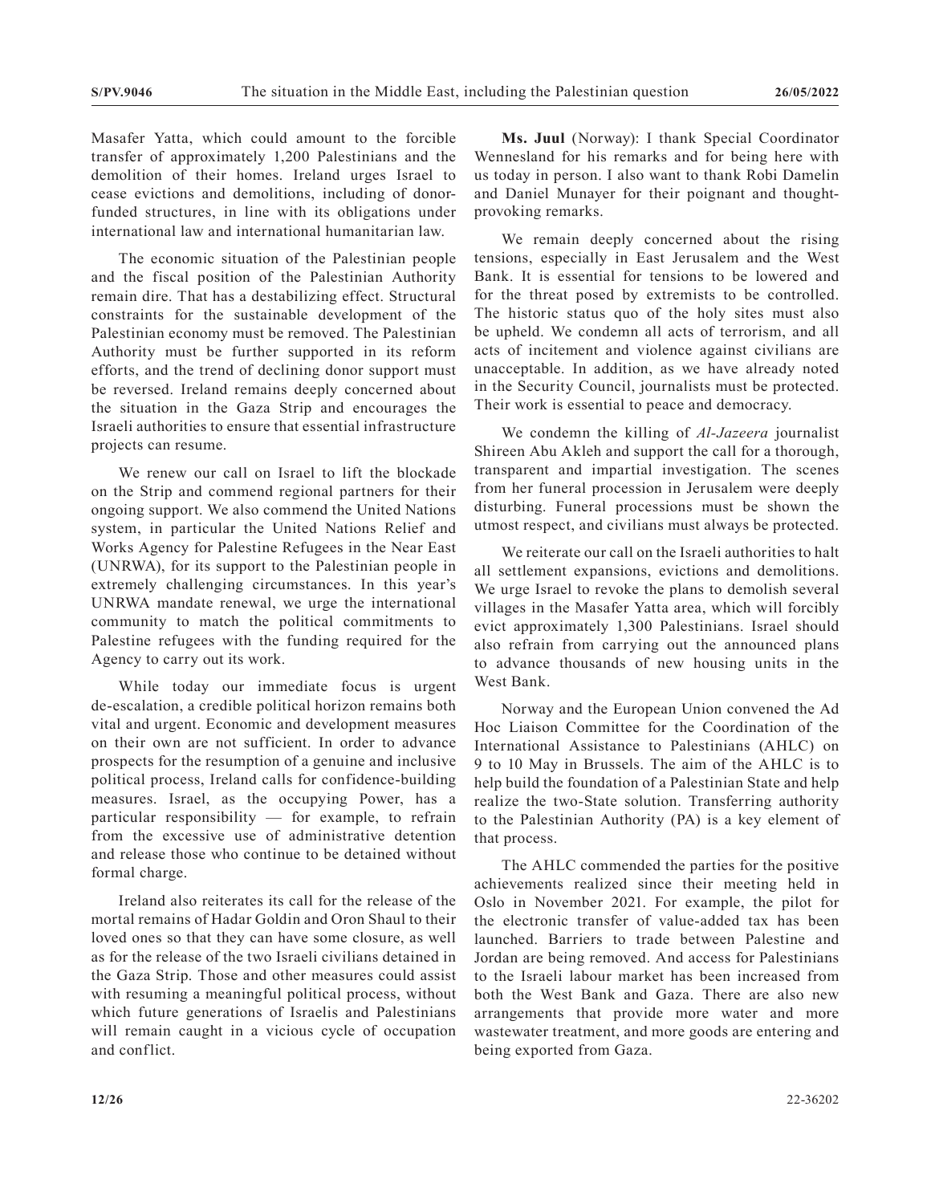Masafer Yatta, which could amount to the forcible transfer of approximately 1,200 Palestinians and the demolition of their homes. Ireland urges Israel to cease evictions and demolitions, including of donor-funded structures, in line with its obligations under international law and international humanitarian law.

The economic situation of the Palestinian people and the fiscal position of the Palestinian Authority remain dire. That has a destabilizing effect. Structural constraints for the sustainable development of the Palestinian economy must be removed. The Palestinian Authority must be further supported in its reform efforts, and the trend of declining donor support must be reversed. Ireland remains deeply concerned about the situation in the Gaza Strip and encourages the Israeli authorities to ensure that essential infrastructure projects can resume.

We renew our call on Israel to lift the blockade on the Strip and commend regional partners for their ongoing support. We also commend the United Nations system, in particular the United Nations Relief and Works Agency for Palestine Refugees in the Near East (UNRWA), for its support to the Palestinian people in extremely challenging circumstances. In this year's UNRWA mandate renewal, we urge the international community to match the political commitments to Palestine refugees with the funding required for the Agency to carry out its work.

While today our immediate focus is urgent de-escalation, a credible political horizon remains both vital and urgent. Economic and development measures on their own are not sufficient. In order to advance prospects for the resumption of a genuine and inclusive political process, Ireland calls for confidence-building measures. Israel, as the occupying Power, has a particular responsibility — for example, to refrain from the excessive use of administrative detention and release those who continue to be detained without formal charge.

Ireland also reiterates its call for the release of the mortal remains of Hadar Goldin and Oron Shaul to their loved ones so that they can have some closure, as well as for the release of the two Israeli civilians detained in the Gaza Strip. Those and other measures could assist with resuming a meaningful political process, without which future generations of Israelis and Palestinians will remain caught in a vicious cycle of occupation and conflict.

**Ms. Juul** (Norway): I thank Special Coordinator Wennesland for his remarks and for being here with us today in person. I also want to thank Robi Damelin and Daniel Munayer for their poignant and thought-provoking remarks.

We remain deeply concerned about the rising tensions, especially in East Jerusalem and the West Bank. It is essential for tensions to be lowered and for the threat posed by extremists to be controlled. The historic status quo of the holy sites must also be upheld. We condemn all acts of terrorism, and all acts of incitement and violence against civilians are unacceptable. In addition, as we have already noted in the Security Council, journalists must be protected. Their work is essential to peace and democracy.

We condemn the killing of *Al-Jazeera* journalist Shireen Abu Akleh and support the call for a thorough, transparent and impartial investigation. The scenes from her funeral procession in Jerusalem were deeply disturbing. Funeral processions must be shown the utmost respect, and civilians must always be protected.

We reiterate our call on the Israeli authorities to halt all settlement expansions, evictions and demolitions. We urge Israel to revoke the plans to demolish several villages in the Masafer Yatta area, which will forcibly evict approximately 1,300 Palestinians. Israel should also refrain from carrying out the announced plans to advance thousands of new housing units in the West Bank.

Norway and the European Union convened the Ad Hoc Liaison Committee for the Coordination of the International Assistance to Palestinians (AHLC) on 9 to 10 May in Brussels. The aim of the AHLC is to help build the foundation of a Palestinian State and help realize the two-State solution. Transferring authority to the Palestinian Authority (PA) is a key element of that process.

The AHLC commended the parties for the positive achievements realized since their meeting held in Oslo in November 2021. For example, the pilot for the electronic transfer of value-added tax has been launched. Barriers to trade between Palestine and Jordan are being removed. And access for Palestinians to the Israeli labour market has been increased from both the West Bank and Gaza. There are also new arrangements that provide more water and more wastewater treatment, and more goods are entering and being exported from Gaza.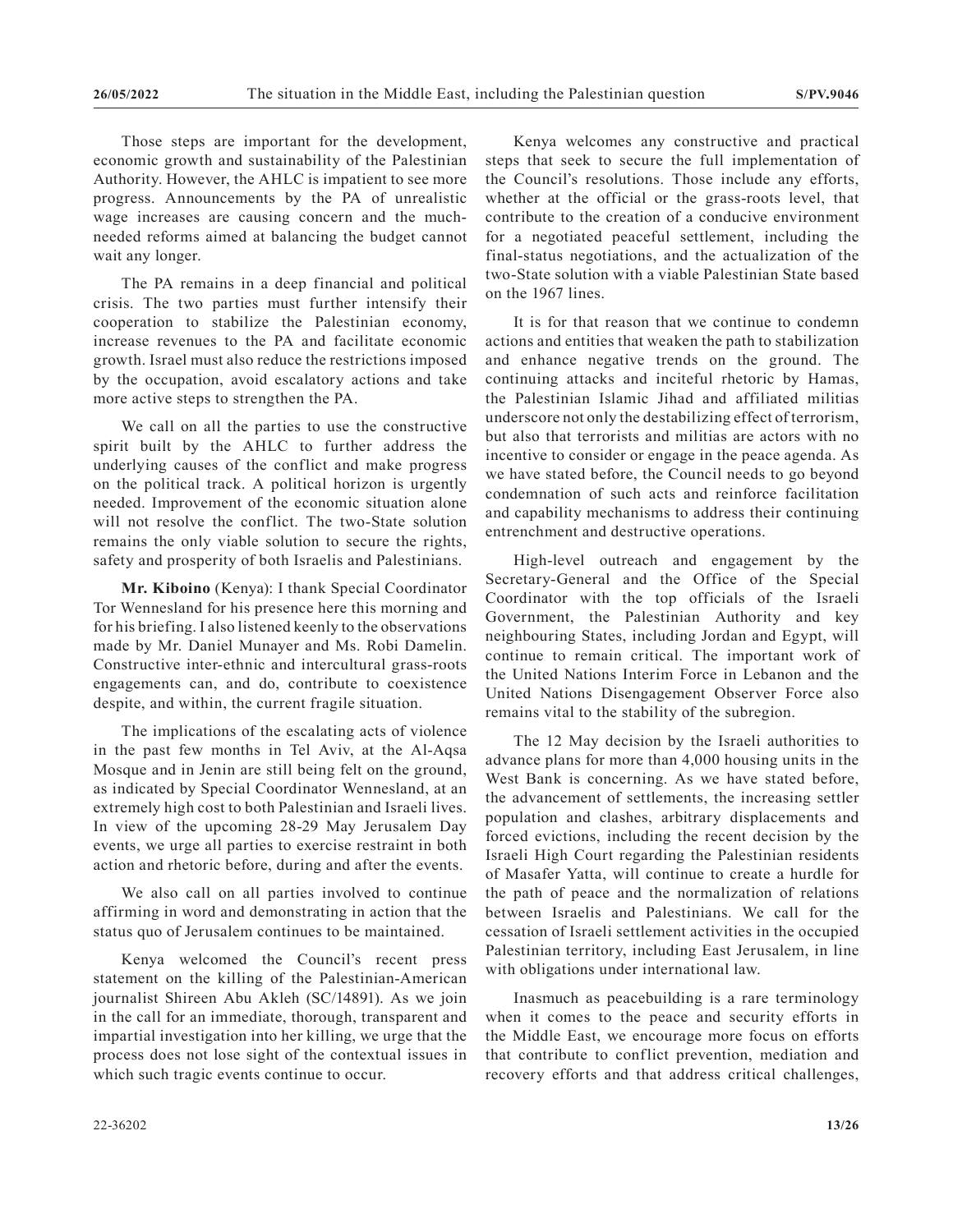Those steps are important for the development, economic growth and sustainability of the Palestinian Authority. However, the AHLC is impatient to see more progress. Announcements by the PA of unrealistic wage increases are causing concern and the much-needed reforms aimed at balancing the budget cannot wait any longer.

The PA remains in a deep financial and political crisis. The two parties must further intensify their cooperation to stabilize the Palestinian economy, increase revenues to the PA and facilitate economic growth. Israel must also reduce the restrictions imposed by the occupation, avoid escalatory actions and take more active steps to strengthen the PA.

We call on all the parties to use the constructive spirit built by the AHLC to further address the underlying causes of the conflict and make progress on the political track. A political horizon is urgently needed. Improvement of the economic situation alone will not resolve the conflict. The two-State solution remains the only viable solution to secure the rights, safety and prosperity of both Israelis and Palestinians.

**Mr. Kiboino** (Kenya): I thank Special Coordinator Tor Wennesland for his presence here this morning and for his briefing. I also listened keenly to the observations made by Mr. Daniel Munayer and Ms. Robi Damelin. Constructive inter-ethnic and intercultural grass-roots engagements can, and do, contribute to coexistence despite, and within, the current fragile situation.

The implications of the escalating acts of violence in the past few months in Tel Aviv, at the Al-Aqsa Mosque and in Jenin are still being felt on the ground, as indicated by Special Coordinator Wennesland, at an extremely high cost to both Palestinian and Israeli lives. In view of the upcoming 28-29 May Jerusalem Day events, we urge all parties to exercise restraint in both action and rhetoric before, during and after the events.

We also call on all parties involved to continue affirming in word and demonstrating in action that the status quo of Jerusalem continues to be maintained.

Kenya welcomed the Council's recent press statement on the killing of the Palestinian-American journalist Shireen Abu Akleh (SC/14891). As we join in the call for an immediate, thorough, transparent and impartial investigation into her killing, we urge that the process does not lose sight of the contextual issues in which such tragic events continue to occur.

Kenya welcomes any constructive and practical steps that seek to secure the full implementation of the Council's resolutions. Those include any efforts, whether at the official or the grass-roots level, that contribute to the creation of a conducive environment for a negotiated peaceful settlement, including the final-status negotiations, and the actualization of the two-State solution with a viable Palestinian State based on the 1967 lines.

It is for that reason that we continue to condemn actions and entities that weaken the path to stabilization and enhance negative trends on the ground. The continuing attacks and inciteful rhetoric by Hamas, the Palestinian Islamic Jihad and affiliated militias underscore not only the destabilizing effect of terrorism, but also that terrorists and militias are actors with no incentive to consider or engage in the peace agenda. As we have stated before, the Council needs to go beyond condemnation of such acts and reinforce facilitation and capability mechanisms to address their continuing entrenchment and destructive operations.

High-level outreach and engagement by the Secretary-General and the Office of the Special Coordinator with the top officials of the Israeli Government, the Palestinian Authority and key neighbouring States, including Jordan and Egypt, will continue to remain critical. The important work of the United Nations Interim Force in Lebanon and the United Nations Disengagement Observer Force also remains vital to the stability of the subregion.

The 12 May decision by the Israeli authorities to advance plans for more than 4,000 housing units in the West Bank is concerning. As we have stated before, the advancement of settlements, the increasing settler population and clashes, arbitrary displacements and forced evictions, including the recent decision by the Israeli High Court regarding the Palestinian residents of Masafer Yatta, will continue to create a hurdle for the path of peace and the normalization of relations between Israelis and Palestinians. We call for the cessation of Israeli settlement activities in the occupied Palestinian territory, including East Jerusalem, in line with obligations under international law.

Inasmuch as peacebuilding is a rare terminology when it comes to the peace and security efforts in the Middle East, we encourage more focus on efforts that contribute to conflict prevention, mediation and recovery efforts and that address critical challenges,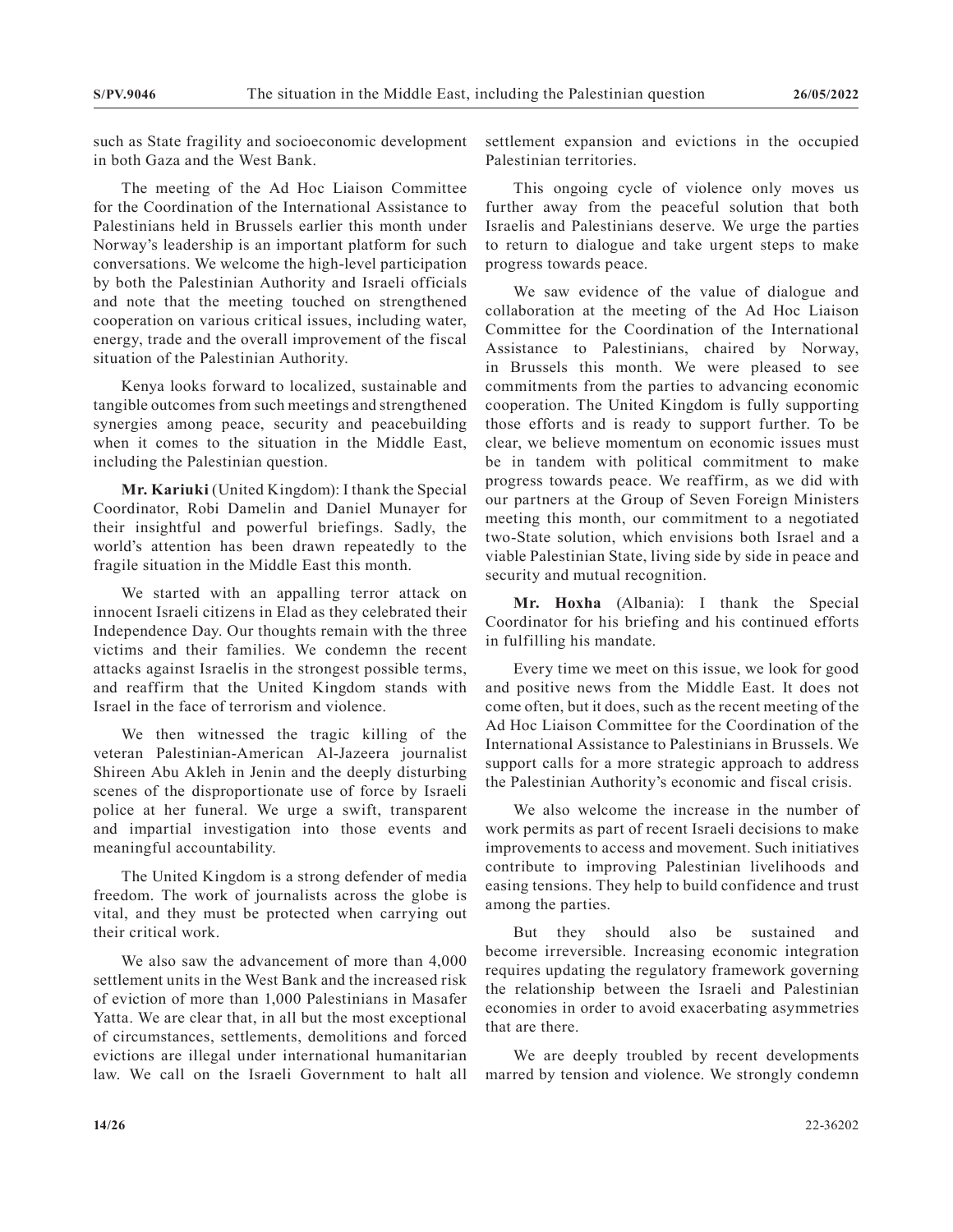such as State fragility and socioeconomic development in both Gaza and the West Bank.

The meeting of the Ad Hoc Liaison Committee for the Coordination of the International Assistance to Palestinians held in Brussels earlier this month under Norway's leadership is an important platform for such conversations. We welcome the high-level participation by both the Palestinian Authority and Israeli officials and note that the meeting touched on strengthened cooperation on various critical issues, including water, energy, trade and the overall improvement of the fiscal situation of the Palestinian Authority.

Kenya looks forward to localized, sustainable and tangible outcomes from such meetings and strengthened synergies among peace, security and peacebuilding when it comes to the situation in the Middle East, including the Palestinian question.

**Mr. Kariuki** (United Kingdom): I thank the Special Coordinator, Robi Damelin and Daniel Munayer for their insightful and powerful briefings. Sadly, the world's attention has been drawn repeatedly to the fragile situation in the Middle East this month.

We started with an appalling terror attack on innocent Israeli citizens in Elad as they celebrated their Independence Day. Our thoughts remain with the three victims and their families. We condemn the recent attacks against Israelis in the strongest possible terms, and reaffirm that the United Kingdom stands with Israel in the face of terrorism and violence.

We then witnessed the tragic killing of the veteran Palestinian-American Al-Jazeera journalist Shireen Abu Akleh in Jenin and the deeply disturbing scenes of the disproportionate use of force by Israeli police at her funeral. We urge a swift, transparent and impartial investigation into those events and meaningful accountability.

The United Kingdom is a strong defender of media freedom. The work of journalists across the globe is vital, and they must be protected when carrying out their critical work.

We also saw the advancement of more than 4,000 settlement units in the West Bank and the increased risk of eviction of more than 1,000 Palestinians in Masafer Yatta. We are clear that, in all but the most exceptional of circumstances, settlements, demolitions and forced evictions are illegal under international humanitarian law. We call on the Israeli Government to halt all settlement expansion and evictions in the occupied Palestinian territories.

This ongoing cycle of violence only moves us further away from the peaceful solution that both Israelis and Palestinians deserve. We urge the parties to return to dialogue and take urgent steps to make progress towards peace.

We saw evidence of the value of dialogue and collaboration at the meeting of the Ad Hoc Liaison Committee for the Coordination of the International Assistance to Palestinians, chaired by Norway, in Brussels this month. We were pleased to see commitments from the parties to advancing economic cooperation. The United Kingdom is fully supporting those efforts and is ready to support further. To be clear, we believe momentum on economic issues must be in tandem with political commitment to make progress towards peace. We reaffirm, as we did with our partners at the Group of Seven Foreign Ministers meeting this month, our commitment to a negotiated two-State solution, which envisions both Israel and a viable Palestinian State, living side by side in peace and security and mutual recognition.

**Mr. Hoxha** (Albania): I thank the Special Coordinator for his briefing and his continued efforts in fulfilling his mandate.

Every time we meet on this issue, we look for good and positive news from the Middle East. It does not come often, but it does, such as the recent meeting of the Ad Hoc Liaison Committee for the Coordination of the International Assistance to Palestinians in Brussels. We support calls for a more strategic approach to address the Palestinian Authority's economic and fiscal crisis.

We also welcome the increase in the number of work permits as part of recent Israeli decisions to make improvements to access and movement. Such initiatives contribute to improving Palestinian livelihoods and easing tensions. They help to build confidence and trust among the parties.

But they should also be sustained and become irreversible. Increasing economic integration requires updating the regulatory framework governing the relationship between the Israeli and Palestinian economies in order to avoid exacerbating asymmetries that are there.

We are deeply troubled by recent developments marred by tension and violence. We strongly condemn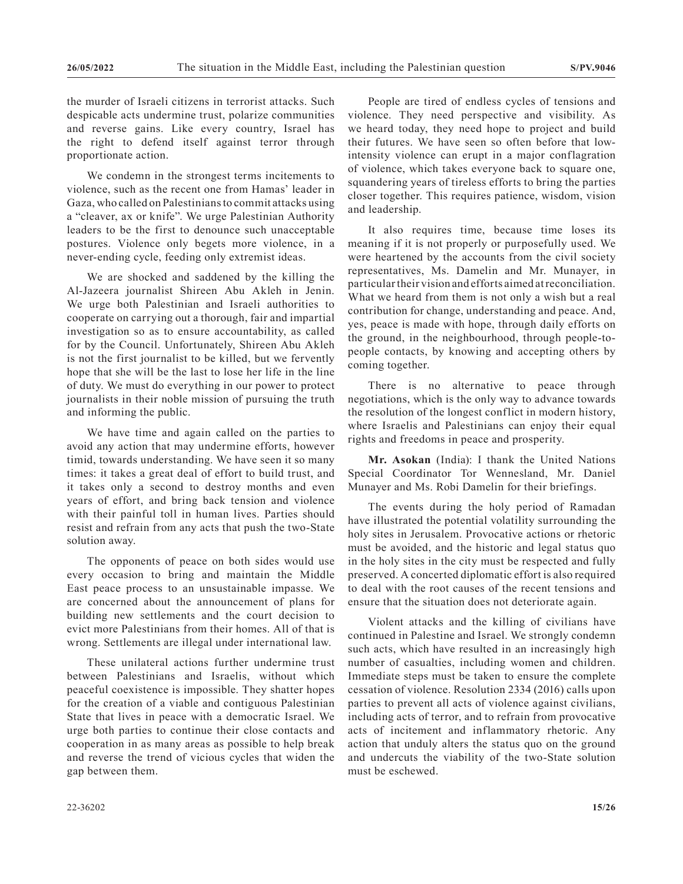the murder of Israeli citizens in terrorist attacks. Such despicable acts undermine trust, polarize communities and reverse gains. Like every country, Israel has the right to defend itself against terror through proportionate action.

We condemn in the strongest terms incitements to violence, such as the recent one from Hamas' leader in Gaza, who called on Palestinians to commit attacks using a "cleaver, ax or knife". We urge Palestinian Authority leaders to be the first to denounce such unacceptable postures. Violence only begets more violence, in a never-ending cycle, feeding only extremist ideas.

We are shocked and saddened by the killing the Al-Jazeera journalist Shireen Abu Akleh in Jenin. We urge both Palestinian and Israeli authorities to cooperate on carrying out a thorough, fair and impartial investigation so as to ensure accountability, as called for by the Council. Unfortunately, Shireen Abu Akleh is not the first journalist to be killed, but we fervently hope that she will be the last to lose her life in the line of duty. We must do everything in our power to protect journalists in their noble mission of pursuing the truth and informing the public.

We have time and again called on the parties to avoid any action that may undermine efforts, however timid, towards understanding. We have seen it so many times: it takes a great deal of effort to build trust, and it takes only a second to destroy months and even years of effort, and bring back tension and violence with their painful toll in human lives. Parties should resist and refrain from any acts that push the two-State solution away.

The opponents of peace on both sides would use every occasion to bring and maintain the Middle East peace process to an unsustainable impasse. We are concerned about the announcement of plans for building new settlements and the court decision to evict more Palestinians from their homes. All of that is wrong. Settlements are illegal under international law.

These unilateral actions further undermine trust between Palestinians and Israelis, without which peaceful coexistence is impossible. They shatter hopes for the creation of a viable and contiguous Palestinian State that lives in peace with a democratic Israel. We urge both parties to continue their close contacts and cooperation in as many areas as possible to help break and reverse the trend of vicious cycles that widen the gap between them.

People are tired of endless cycles of tensions and violence. They need perspective and visibility. As we heard today, they need hope to project and build their futures. We have seen so often before that low-intensity violence can erupt in a major conflagration of violence, which takes everyone back to square one, squandering years of tireless efforts to bring the parties closer together. This requires patience, wisdom, vision and leadership.

It also requires time, because time loses its meaning if it is not properly or purposefully used. We were heartened by the accounts from the civil society representatives, Ms. Damelin and Mr. Munayer, in particular their vision and efforts aimed at reconciliation. What we heard from them is not only a wish but a real contribution for change, understanding and peace. And, yes, peace is made with hope, through daily efforts on the ground, in the neighbourhood, through people-to-people contacts, by knowing and accepting others by coming together.

There is no alternative to peace through negotiations, which is the only way to advance towards the resolution of the longest conflict in modern history, where Israelis and Palestinians can enjoy their equal rights and freedoms in peace and prosperity.

**Mr. Asokan** (India): I thank the United Nations Special Coordinator Tor Wennesland, Mr. Daniel Munayer and Ms. Robi Damelin for their briefings.

The events during the holy period of Ramadan have illustrated the potential volatility surrounding the holy sites in Jerusalem. Provocative actions or rhetoric must be avoided, and the historic and legal status quo in the holy sites in the city must be respected and fully preserved. A concerted diplomatic effort is also required to deal with the root causes of the recent tensions and ensure that the situation does not deteriorate again.

Violent attacks and the killing of civilians have continued in Palestine and Israel. We strongly condemn such acts, which have resulted in an increasingly high number of casualties, including women and children. Immediate steps must be taken to ensure the complete cessation of violence. Resolution 2334 (2016) calls upon parties to prevent all acts of violence against civilians, including acts of terror, and to refrain from provocative acts of incitement and inflammatory rhetoric. Any action that unduly alters the status quo on the ground and undercuts the viability of the two-State solution must be eschewed.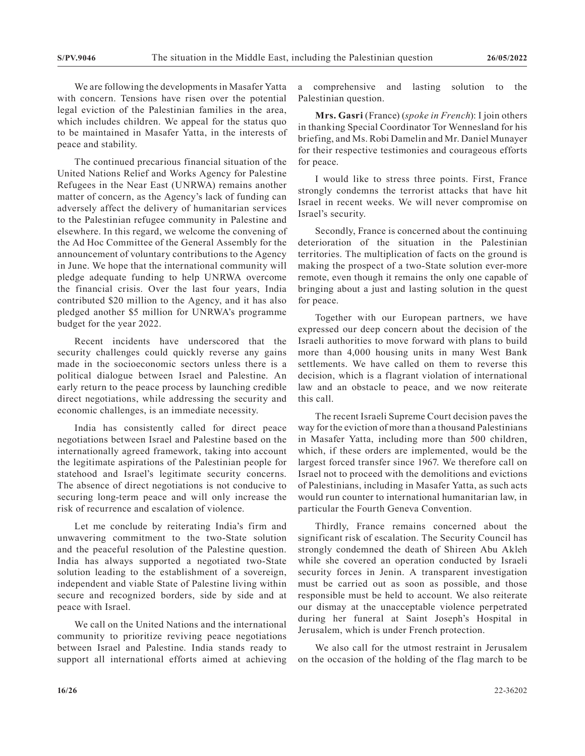We are following the developments in Masafer Yatta with concern. Tensions have risen over the potential legal eviction of the Palestinian families in the area, which includes children. We appeal for the status quo to be maintained in Masafer Yatta, in the interests of peace and stability.

The continued precarious financial situation of the United Nations Relief and Works Agency for Palestine Refugees in the Near East (UNRWA) remains another matter of concern, as the Agency's lack of funding can adversely affect the delivery of humanitarian services to the Palestinian refugee community in Palestine and elsewhere. In this regard, we welcome the convening of the Ad Hoc Committee of the General Assembly for the announcement of voluntary contributions to the Agency in June. We hope that the international community will pledge adequate funding to help UNRWA overcome the financial crisis. Over the last four years, India contributed \$20 million to the Agency, and it has also pledged another \$5 million for UNRWA's programme budget for the year 2022.

Recent incidents have underscored that the security challenges could quickly reverse any gains made in the socioeconomic sectors unless there is a political dialogue between Israel and Palestine. An early return to the peace process by launching credible direct negotiations, while addressing the security and economic challenges, is an immediate necessity.

India has consistently called for direct peace negotiations between Israel and Palestine based on the internationally agreed framework, taking into account the legitimate aspirations of the Palestinian people for statehood and Israel's legitimate security concerns. The absence of direct negotiations is not conducive to securing long-term peace and will only increase the risk of recurrence and escalation of violence.

Let me conclude by reiterating India's firm and unwavering commitment to the two-State solution and the peaceful resolution of the Palestine question. India has always supported a negotiated two-State solution leading to the establishment of a sovereign, independent and viable State of Palestine living within secure and recognized borders, side by side and at peace with Israel.

We call on the United Nations and the international community to prioritize reviving peace negotiations between Israel and Palestine. India stands ready to support all international efforts aimed at achieving a comprehensive and lasting solution to the Palestinian question.

**Mrs. Gasri** (France) (*spoke in French*): I join others in thanking Special Coordinator Tor Wennesland for his briefing, and Ms. Robi Damelin and Mr. Daniel Munayer for their respective testimonies and courageous efforts for peace.

I would like to stress three points. First, France strongly condemns the terrorist attacks that have hit Israel in recent weeks. We will never compromise on Israel's security.

Secondly, France is concerned about the continuing deterioration of the situation in the Palestinian territories. The multiplication of facts on the ground is making the prospect of a two-State solution ever-more remote, even though it remains the only one capable of bringing about a just and lasting solution in the quest for peace.

Together with our European partners, we have expressed our deep concern about the decision of the Israeli authorities to move forward with plans to build more than 4,000 housing units in many West Bank settlements. We have called on them to reverse this decision, which is a flagrant violation of international law and an obstacle to peace, and we now reiterate this call.

The recent Israeli Supreme Court decision paves the way for the eviction of more than a thousand Palestinians in Masafer Yatta, including more than 500 children, which, if these orders are implemented, would be the largest forced transfer since 1967. We therefore call on Israel not to proceed with the demolitions and evictions of Palestinians, including in Masafer Yatta, as such acts would run counter to international humanitarian law, in particular the Fourth Geneva Convention.

Thirdly, France remains concerned about the significant risk of escalation. The Security Council has strongly condemned the death of Shireen Abu Akleh while she covered an operation conducted by Israeli security forces in Jenin. A transparent investigation must be carried out as soon as possible, and those responsible must be held to account. We also reiterate our dismay at the unacceptable violence perpetrated during her funeral at Saint Joseph's Hospital in Jerusalem, which is under French protection.

We also call for the utmost restraint in Jerusalem on the occasion of the holding of the flag march to be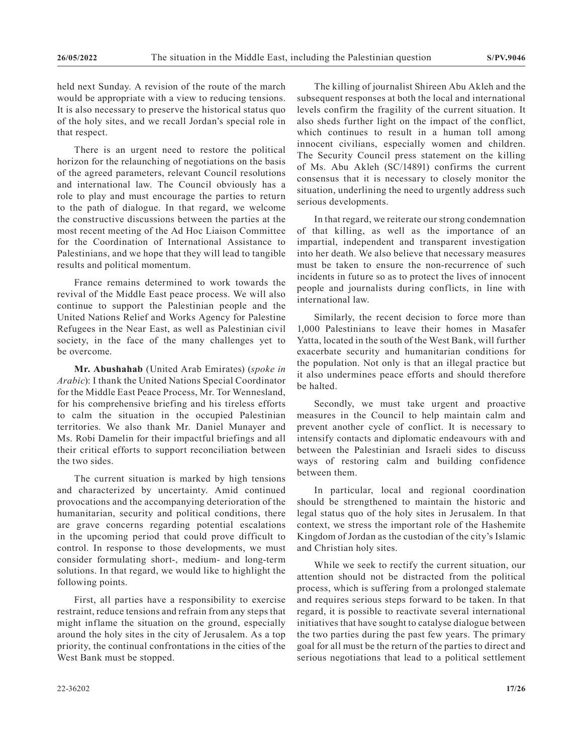held next Sunday. A revision of the route of the march would be appropriate with a view to reducing tensions. It is also necessary to preserve the historical status quo of the holy sites, and we recall Jordan's special role in that respect.

There is an urgent need to restore the political horizon for the relaunching of negotiations on the basis of the agreed parameters, relevant Council resolutions and international law. The Council obviously has a role to play and must encourage the parties to return to the path of dialogue. In that regard, we welcome the constructive discussions between the parties at the most recent meeting of the Ad Hoc Liaison Committee for the Coordination of International Assistance to Palestinians, and we hope that they will lead to tangible results and political momentum.

France remains determined to work towards the revival of the Middle East peace process. We will also continue to support the Palestinian people and the United Nations Relief and Works Agency for Palestine Refugees in the Near East, as well as Palestinian civil society, in the face of the many challenges yet to be overcome.

**Mr. Abushahab** (United Arab Emirates) (*spoke in Arabic*): I thank the United Nations Special Coordinator for the Middle East Peace Process, Mr. Tor Wennesland, for his comprehensive briefing and his tireless efforts to calm the situation in the occupied Palestinian territories. We also thank Mr. Daniel Munayer and Ms. Robi Damelin for their impactful briefings and all their critical efforts to support reconciliation between the two sides.

The current situation is marked by high tensions and characterized by uncertainty. Amid continued provocations and the accompanying deterioration of the humanitarian, security and political conditions, there are grave concerns regarding potential escalations in the upcoming period that could prove difficult to control. In response to those developments, we must consider formulating short-, medium- and long-term solutions. In that regard, we would like to highlight the following points.

First, all parties have a responsibility to exercise restraint, reduce tensions and refrain from any steps that might inflame the situation on the ground, especially around the holy sites in the city of Jerusalem. As a top priority, the continual confrontations in the cities of the West Bank must be stopped.

The killing of journalist Shireen Abu Akleh and the subsequent responses at both the local and international levels confirm the fragility of the current situation. It also sheds further light on the impact of the conflict, which continues to result in a human toll among innocent civilians, especially women and children. The Security Council press statement on the killing of Ms. Abu Akleh (SC/14891) confirms the current consensus that it is necessary to closely monitor the situation, underlining the need to urgently address such serious developments.

In that regard, we reiterate our strong condemnation of that killing, as well as the importance of an impartial, independent and transparent investigation into her death. We also believe that necessary measures must be taken to ensure the non-recurrence of such incidents in future so as to protect the lives of innocent people and journalists during conflicts, in line with international law.

Similarly, the recent decision to force more than 1,000 Palestinians to leave their homes in Masafer Yatta, located in the south of the West Bank, will further exacerbate security and humanitarian conditions for the population. Not only is that an illegal practice but it also undermines peace efforts and should therefore be halted.

Secondly, we must take urgent and proactive measures in the Council to help maintain calm and prevent another cycle of conflict. It is necessary to intensify contacts and diplomatic endeavours with and between the Palestinian and Israeli sides to discuss ways of restoring calm and building confidence between them.

In particular, local and regional coordination should be strengthened to maintain the historic and legal status quo of the holy sites in Jerusalem. In that context, we stress the important role of the Hashemite Kingdom of Jordan as the custodian of the city's Islamic and Christian holy sites.

While we seek to rectify the current situation, our attention should not be distracted from the political process, which is suffering from a prolonged stalemate and requires serious steps forward to be taken. In that regard, it is possible to reactivate several international initiatives that have sought to catalyse dialogue between the two parties during the past few years. The primary goal for all must be the return of the parties to direct and serious negotiations that lead to a political settlement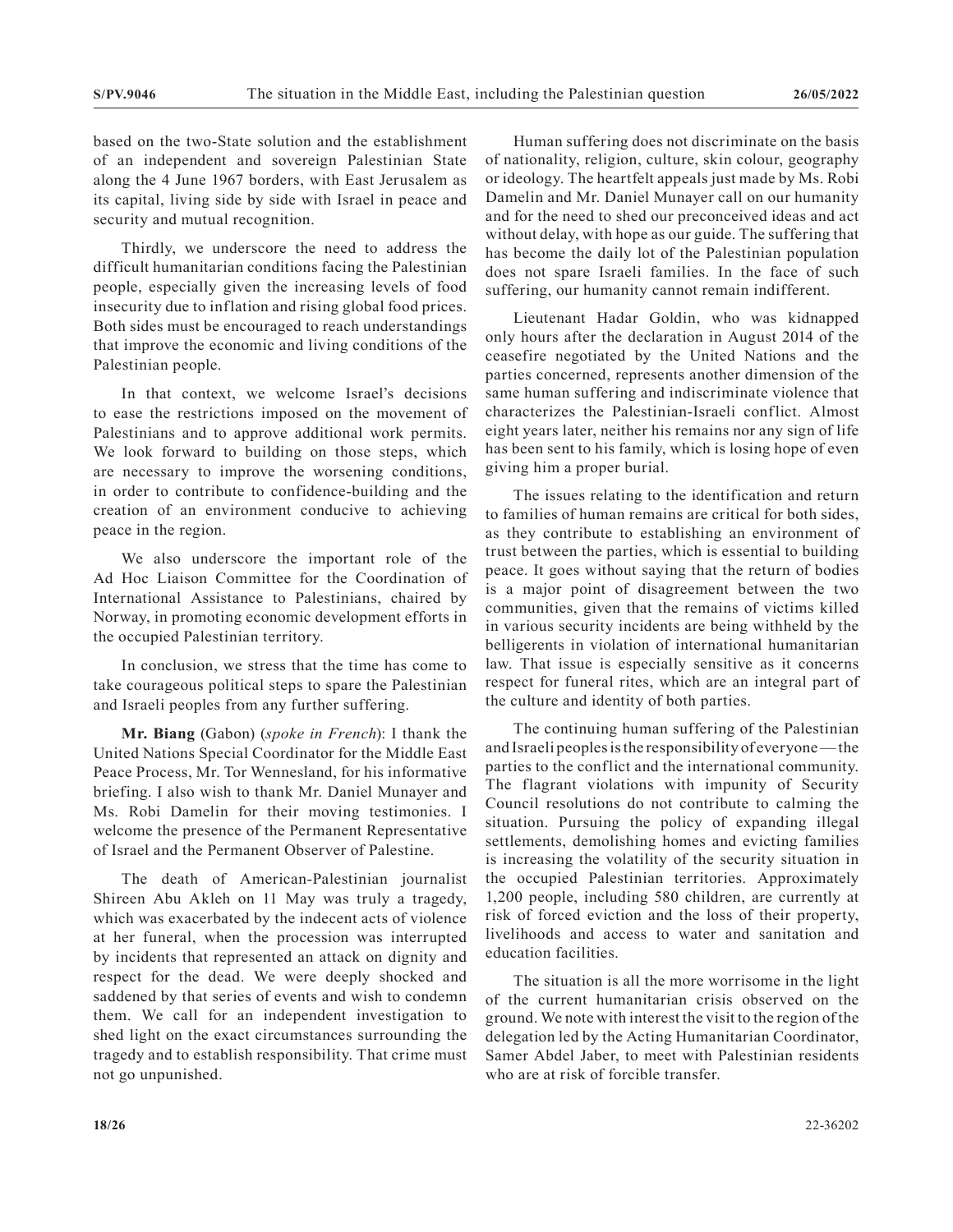based on the two-State solution and the establishment of an independent and sovereign Palestinian State along the 4 June 1967 borders, with East Jerusalem as its capital, living side by side with Israel in peace and security and mutual recognition.

Thirdly, we underscore the need to address the difficult humanitarian conditions facing the Palestinian people, especially given the increasing levels of food insecurity due to inflation and rising global food prices. Both sides must be encouraged to reach understandings that improve the economic and living conditions of the Palestinian people.

In that context, we welcome Israel's decisions to ease the restrictions imposed on the movement of Palestinians and to approve additional work permits. We look forward to building on those steps, which are necessary to improve the worsening conditions, in order to contribute to confidence-building and the creation of an environment conducive to achieving peace in the region.

We also underscore the important role of the Ad Hoc Liaison Committee for the Coordination of International Assistance to Palestinians, chaired by Norway, in promoting economic development efforts in the occupied Palestinian territory.

In conclusion, we stress that the time has come to take courageous political steps to spare the Palestinian and Israeli peoples from any further suffering.

**Mr. Biang** (Gabon) (*spoke in French*): I thank the United Nations Special Coordinator for the Middle East Peace Process, Mr. Tor Wennesland, for his informative briefing. I also wish to thank Mr. Daniel Munayer and Ms. Robi Damelin for their moving testimonies. I welcome the presence of the Permanent Representative of Israel and the Permanent Observer of Palestine.

The death of American-Palestinian journalist Shireen Abu Akleh on 11 May was truly a tragedy, which was exacerbated by the indecent acts of violence at her funeral, when the procession was interrupted by incidents that represented an attack on dignity and respect for the dead. We were deeply shocked and saddened by that series of events and wish to condemn them. We call for an independent investigation to shed light on the exact circumstances surrounding the tragedy and to establish responsibility. That crime must not go unpunished.

Human suffering does not discriminate on the basis of nationality, religion, culture, skin colour, geography or ideology. The heartfelt appeals just made by Ms. Robi Damelin and Mr. Daniel Munayer call on our humanity and for the need to shed our preconceived ideas and act without delay, with hope as our guide. The suffering that has become the daily lot of the Palestinian population does not spare Israeli families. In the face of such suffering, our humanity cannot remain indifferent.

Lieutenant Hadar Goldin, who was kidnapped only hours after the declaration in August 2014 of the ceasefire negotiated by the United Nations and the parties concerned, represents another dimension of the same human suffering and indiscriminate violence that characterizes the Palestinian-Israeli conflict. Almost eight years later, neither his remains nor any sign of life has been sent to his family, which is losing hope of even giving him a proper burial.

The issues relating to the identification and return to families of human remains are critical for both sides, as they contribute to establishing an environment of trust between the parties, which is essential to building peace. It goes without saying that the return of bodies is a major point of disagreement between the two communities, given that the remains of victims killed in various security incidents are being withheld by the belligerents in violation of international humanitarian law. That issue is especially sensitive as it concerns respect for funeral rites, which are an integral part of the culture and identity of both parties.

The continuing human suffering of the Palestinian and Israeli peoples is the responsibility of everyone — the parties to the conflict and the international community. The flagrant violations with impunity of Security Council resolutions do not contribute to calming the situation. Pursuing the policy of expanding illegal settlements, demolishing homes and evicting families is increasing the volatility of the security situation in the occupied Palestinian territories. Approximately 1,200 people, including 580 children, are currently at risk of forced eviction and the loss of their property, livelihoods and access to water and sanitation and education facilities.

The situation is all the more worrisome in the light of the current humanitarian crisis observed on the ground. We note with interest the visit to the region of the delegation led by the Acting Humanitarian Coordinator, Samer Abdel Jaber, to meet with Palestinian residents who are at risk of forcible transfer.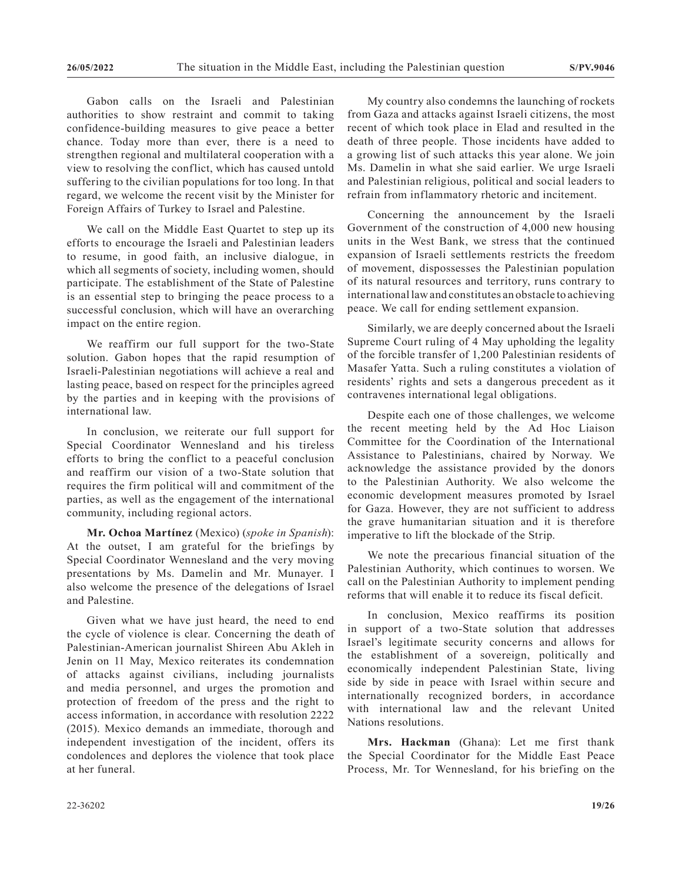Gabon calls on the Israeli and Palestinian authorities to show restraint and commit to taking confidence-building measures to give peace a better chance. Today more than ever, there is a need to strengthen regional and multilateral cooperation with a view to resolving the conflict, which has caused untold suffering to the civilian populations for too long. In that regard, we welcome the recent visit by the Minister for Foreign Affairs of Turkey to Israel and Palestine.

We call on the Middle East Quartet to step up its efforts to encourage the Israeli and Palestinian leaders to resume, in good faith, an inclusive dialogue, in which all segments of society, including women, should participate. The establishment of the State of Palestine is an essential step to bringing the peace process to a successful conclusion, which will have an overarching impact on the entire region.

We reaffirm our full support for the two-State solution. Gabon hopes that the rapid resumption of Israeli-Palestinian negotiations will achieve a real and lasting peace, based on respect for the principles agreed by the parties and in keeping with the provisions of international law.

In conclusion, we reiterate our full support for Special Coordinator Wennesland and his tireless efforts to bring the conflict to a peaceful conclusion and reaffirm our vision of a two-State solution that requires the firm political will and commitment of the parties, as well as the engagement of the international community, including regional actors.

**Mr. Ochoa Martínez** (Mexico) (*spoke in Spanish*): At the outset, I am grateful for the briefings by Special Coordinator Wennesland and the very moving presentations by Ms. Damelin and Mr. Munayer. I also welcome the presence of the delegations of Israel and Palestine.

Given what we have just heard, the need to end the cycle of violence is clear. Concerning the death of Palestinian-American journalist Shireen Abu Akleh in Jenin on 11 May, Mexico reiterates its condemnation of attacks against civilians, including journalists and media personnel, and urges the promotion and protection of freedom of the press and the right to access information, in accordance with resolution 2222 (2015). Mexico demands an immediate, thorough and independent investigation of the incident, offers its condolences and deplores the violence that took place at her funeral.

My country also condemns the launching of rockets from Gaza and attacks against Israeli citizens, the most recent of which took place in Elad and resulted in the death of three people. Those incidents have added to a growing list of such attacks this year alone. We join Ms. Damelin in what she said earlier. We urge Israeli and Palestinian religious, political and social leaders to refrain from inflammatory rhetoric and incitement.

Concerning the announcement by the Israeli Government of the construction of 4,000 new housing units in the West Bank, we stress that the continued expansion of Israeli settlements restricts the freedom of movement, dispossesses the Palestinian population of its natural resources and territory, runs contrary to international law and constitutes an obstacle to achieving peace. We call for ending settlement expansion.

Similarly, we are deeply concerned about the Israeli Supreme Court ruling of 4 May upholding the legality of the forcible transfer of 1,200 Palestinian residents of Masafer Yatta. Such a ruling constitutes a violation of residents' rights and sets a dangerous precedent as it contravenes international legal obligations.

Despite each one of those challenges, we welcome the recent meeting held by the Ad Hoc Liaison Committee for the Coordination of the International Assistance to Palestinians, chaired by Norway. We acknowledge the assistance provided by the donors to the Palestinian Authority. We also welcome the economic development measures promoted by Israel for Gaza. However, they are not sufficient to address the grave humanitarian situation and it is therefore imperative to lift the blockade of the Strip.

We note the precarious financial situation of the Palestinian Authority, which continues to worsen. We call on the Palestinian Authority to implement pending reforms that will enable it to reduce its fiscal deficit.

In conclusion, Mexico reaffirms its position in support of a two-State solution that addresses Israel's legitimate security concerns and allows for the establishment of a sovereign, politically and economically independent Palestinian State, living side by side in peace with Israel within secure and internationally recognized borders, in accordance with international law and the relevant United Nations resolutions.

**Mrs. Hackman** (Ghana): Let me first thank the Special Coordinator for the Middle East Peace Process, Mr. Tor Wennesland, for his briefing on the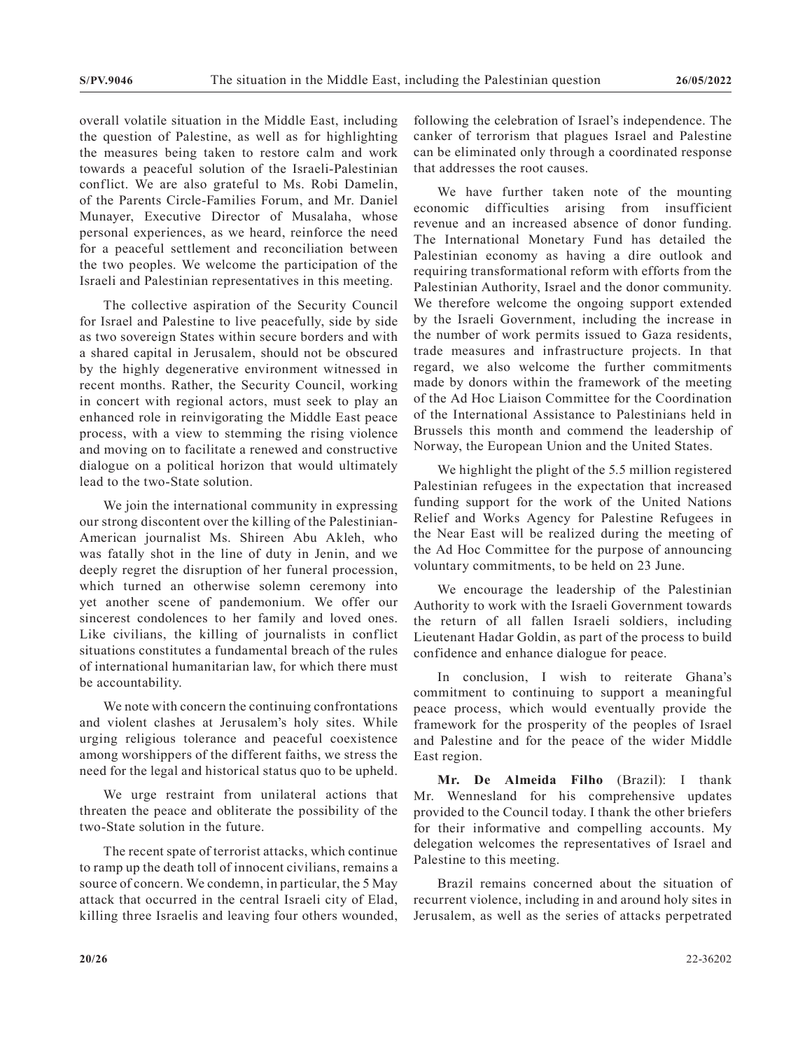overall volatile situation in the Middle East, including the question of Palestine, as well as for highlighting the measures being taken to restore calm and work towards a peaceful solution of the Israeli-Palestinian conflict. We are also grateful to Ms. Robi Damelin, of the Parents Circle-Families Forum, and Mr. Daniel Munayer, Executive Director of Musalaha, whose personal experiences, as we heard, reinforce the need for a peaceful settlement and reconciliation between the two peoples. We welcome the participation of the Israeli and Palestinian representatives in this meeting.

The collective aspiration of the Security Council for Israel and Palestine to live peacefully, side by side as two sovereign States within secure borders and with a shared capital in Jerusalem, should not be obscured by the highly degenerative environment witnessed in recent months. Rather, the Security Council, working in concert with regional actors, must seek to play an enhanced role in reinvigorating the Middle East peace process, with a view to stemming the rising violence and moving on to facilitate a renewed and constructive dialogue on a political horizon that would ultimately lead to the two-State solution.

We join the international community in expressing our strong discontent over the killing of the Palestinian-American journalist Ms. Shireen Abu Akleh, who was fatally shot in the line of duty in Jenin, and we deeply regret the disruption of her funeral procession, which turned an otherwise solemn ceremony into yet another scene of pandemonium. We offer our sincerest condolences to her family and loved ones. Like civilians, the killing of journalists in conflict situations constitutes a fundamental breach of the rules of international humanitarian law, for which there must be accountability.

We note with concern the continuing confrontations and violent clashes at Jerusalem's holy sites. While urging religious tolerance and peaceful coexistence among worshippers of the different faiths, we stress the need for the legal and historical status quo to be upheld.

We urge restraint from unilateral actions that threaten the peace and obliterate the possibility of the two-State solution in the future.

The recent spate of terrorist attacks, which continue to ramp up the death toll of innocent civilians, remains a source of concern. We condemn, in particular, the 5 May attack that occurred in the central Israeli city of Elad, killing three Israelis and leaving four others wounded, following the celebration of Israel's independence. The canker of terrorism that plagues Israel and Palestine can be eliminated only through a coordinated response that addresses the root causes.

We have further taken note of the mounting economic difficulties arising from insufficient revenue and an increased absence of donor funding. The International Monetary Fund has detailed the Palestinian economy as having a dire outlook and requiring transformational reform with efforts from the Palestinian Authority, Israel and the donor community. We therefore welcome the ongoing support extended by the Israeli Government, including the increase in the number of work permits issued to Gaza residents, trade measures and infrastructure projects. In that regard, we also welcome the further commitments made by donors within the framework of the meeting of the Ad Hoc Liaison Committee for the Coordination of the International Assistance to Palestinians held in Brussels this month and commend the leadership of Norway, the European Union and the United States.

We highlight the plight of the 5.5 million registered Palestinian refugees in the expectation that increased funding support for the work of the United Nations Relief and Works Agency for Palestine Refugees in the Near East will be realized during the meeting of the Ad Hoc Committee for the purpose of announcing voluntary commitments, to be held on 23 June.

We encourage the leadership of the Palestinian Authority to work with the Israeli Government towards the return of all fallen Israeli soldiers, including Lieutenant Hadar Goldin, as part of the process to build confidence and enhance dialogue for peace.

In conclusion, I wish to reiterate Ghana's commitment to continuing to support a meaningful peace process, which would eventually provide the framework for the prosperity of the peoples of Israel and Palestine and for the peace of the wider Middle East region.

**Mr. De Almeida Filho** (Brazil): I thank Mr. Wennesland for his comprehensive updates provided to the Council today. I thank the other briefers for their informative and compelling accounts. My delegation welcomes the representatives of Israel and Palestine to this meeting.

Brazil remains concerned about the situation of recurrent violence, including in and around holy sites in Jerusalem, as well as the series of attacks perpetrated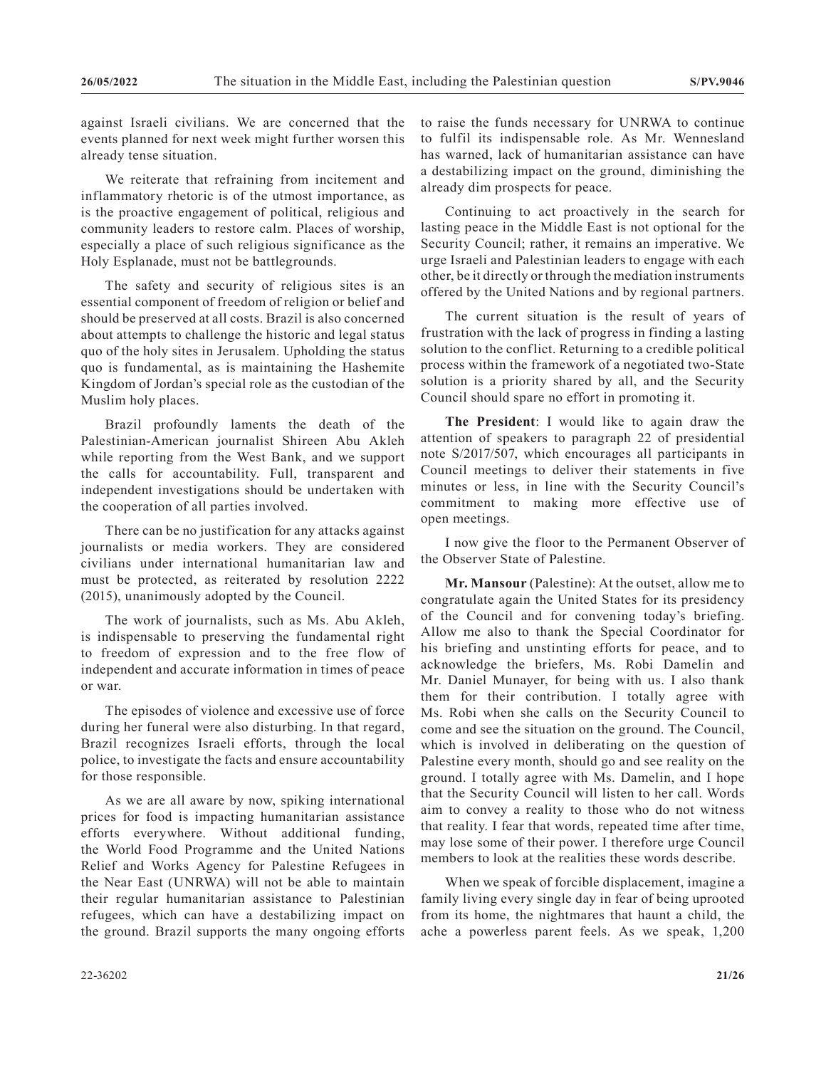against Israeli civilians. We are concerned that the events planned for next week might further worsen this already tense situation.

We reiterate that refraining from incitement and inflammatory rhetoric is of the utmost importance, as is the proactive engagement of political, religious and community leaders to restore calm. Places of worship, especially a place of such religious significance as the Holy Esplanade, must not be battlegrounds.

The safety and security of religious sites is an essential component of freedom of religion or belief and should be preserved at all costs. Brazil is also concerned about attempts to challenge the historic and legal status quo of the holy sites in Jerusalem. Upholding the status quo is fundamental, as is maintaining the Hashemite Kingdom of Jordan's special role as the custodian of the Muslim holy places.

Brazil profoundly laments the death of the Palestinian-American journalist Shireen Abu Akleh while reporting from the West Bank, and we support the calls for accountability. Full, transparent and independent investigations should be undertaken with the cooperation of all parties involved.

There can be no justification for any attacks against journalists or media workers. They are considered civilians under international humanitarian law and must be protected, as reiterated by resolution 2222 (2015), unanimously adopted by the Council.

The work of journalists, such as Ms. Abu Akleh, is indispensable to preserving the fundamental right to freedom of expression and to the free flow of independent and accurate information in times of peace or war.

The episodes of violence and excessive use of force during her funeral were also disturbing. In that regard, Brazil recognizes Israeli efforts, through the local police, to investigate the facts and ensure accountability for those responsible.

As we are all aware by now, spiking international prices for food is impacting humanitarian assistance efforts everywhere. Without additional funding, the World Food Programme and the United Nations Relief and Works Agency for Palestine Refugees in the Near East (UNRWA) will not be able to maintain their regular humanitarian assistance to Palestinian refugees, which can have a destabilizing impact on the ground. Brazil supports the many ongoing efforts to raise the funds necessary for UNRWA to continue to fulfil its indispensable role. As Mr. Wennesland has warned, lack of humanitarian assistance can have a destabilizing impact on the ground, diminishing the already dim prospects for peace.

Continuing to act proactively in the search for lasting peace in the Middle East is not optional for the Security Council; rather, it remains an imperative. We urge Israeli and Palestinian leaders to engage with each other, be it directly or through the mediation instruments offered by the United Nations and by regional partners.

The current situation is the result of years of frustration with the lack of progress in finding a lasting solution to the conflict. Returning to a credible political process within the framework of a negotiated two-State solution is a priority shared by all, and the Security Council should spare no effort in promoting it.

**The President**: I would like to again draw the attention of speakers to paragraph 22 of presidential note S/2017/507, which encourages all participants in Council meetings to deliver their statements in five minutes or less, in line with the Security Council's commitment to making more effective use of open meetings.

I now give the floor to the Permanent Observer of the Observer State of Palestine.

**Mr. Mansour** (Palestine): At the outset, allow me to congratulate again the United States for its presidency of the Council and for convening today's briefing. Allow me also to thank the Special Coordinator for his briefing and unstinting efforts for peace, and to acknowledge the briefers, Ms. Robi Damelin and Mr. Daniel Munayer, for being with us. I also thank them for their contribution. I totally agree with Ms. Robi when she calls on the Security Council to come and see the situation on the ground. The Council, which is involved in deliberating on the question of Palestine every month, should go and see reality on the ground. I totally agree with Ms. Damelin, and I hope that the Security Council will listen to her call. Words aim to convey a reality to those who do not witness that reality. I fear that words, repeated time after time, may lose some of their power. I therefore urge Council members to look at the realities these words describe.

When we speak of forcible displacement, imagine a family living every single day in fear of being uprooted from its home, the nightmares that haunt a child, the ache a powerless parent feels. As we speak, 1,200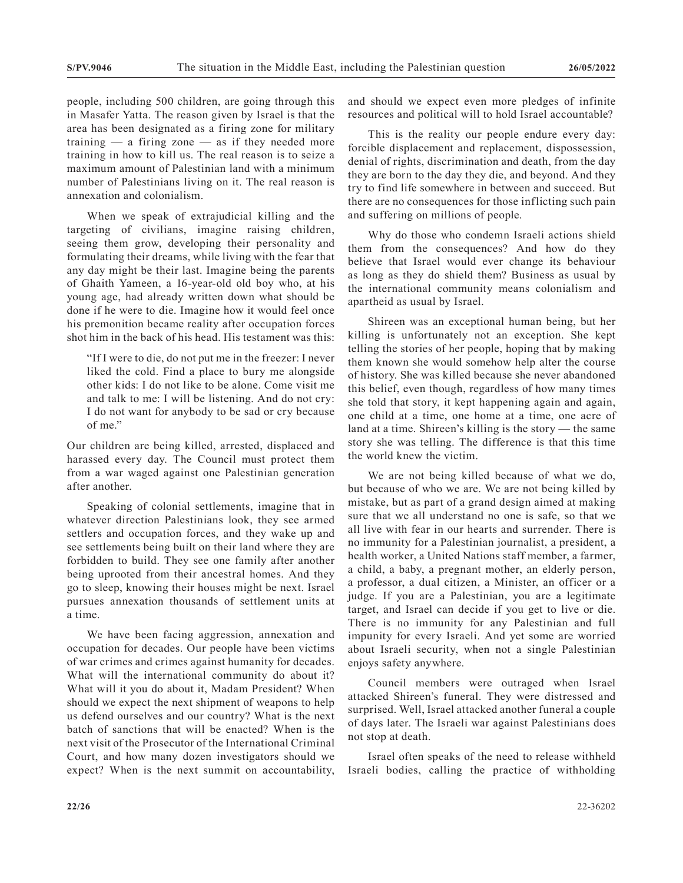people, including 500 children, are going through this in Masafer Yatta. The reason given by Israel is that the area has been designated as a firing zone for military training — a firing zone — as if they needed more training in how to kill us. The real reason is to seize a maximum amount of Palestinian land with a minimum number of Palestinians living on it. The real reason is annexation and colonialism.

When we speak of extrajudicial killing and the targeting of civilians, imagine raising children, seeing them grow, developing their personality and formulating their dreams, while living with the fear that any day might be their last. Imagine being the parents of Ghaith Yameen, a 16-year-old old boy who, at his young age, had already written down what should be done if he were to die. Imagine how it would feel once his premonition became reality after occupation forces shot him in the back of his head. His testament was this:

> "If I were to die, do not put me in the freezer: I never liked the cold. Find a place to bury me alongside other kids: I do not like to be alone. Come visit me and talk to me: I will be listening. And do not cry: I do not want for anybody to be sad or cry because of me."

Our children are being killed, arrested, displaced and harassed every day. The Council must protect them from a war waged against one Palestinian generation after another.

Speaking of colonial settlements, imagine that in whatever direction Palestinians look, they see armed settlers and occupation forces, and they wake up and see settlements being built on their land where they are forbidden to build. They see one family after another being uprooted from their ancestral homes. And they go to sleep, knowing their houses might be next. Israel pursues annexation thousands of settlement units at a time.

We have been facing aggression, annexation and occupation for decades. Our people have been victims of war crimes and crimes against humanity for decades. What will the international community do about it? What will it you do about it, Madam President? When should we expect the next shipment of weapons to help us defend ourselves and our country? What is the next batch of sanctions that will be enacted? When is the next visit of the Prosecutor of the International Criminal Court, and how many dozen investigators should we expect? When is the next summit on accountability, and should we expect even more pledges of infinite resources and political will to hold Israel accountable?

This is the reality our people endure every day: forcible displacement and replacement, dispossession, denial of rights, discrimination and death, from the day they are born to the day they die, and beyond. And they try to find life somewhere in between and succeed. But there are no consequences for those inflicting such pain and suffering on millions of people.

Why do those who condemn Israeli actions shield them from the consequences? And how do they believe that Israel would ever change its behaviour as long as they do shield them? Business as usual by the international community means colonialism and apartheid as usual by Israel.

Shireen was an exceptional human being, but her killing is unfortunately not an exception. She kept telling the stories of her people, hoping that by making them known she would somehow help alter the course of history. She was killed because she never abandoned this belief, even though, regardless of how many times she told that story, it kept happening again and again, one child at a time, one home at a time, one acre of land at a time. Shireen's killing is the story — the same story she was telling. The difference is that this time the world knew the victim.

We are not being killed because of what we do, but because of who we are. We are not being killed by mistake, but as part of a grand design aimed at making sure that we all understand no one is safe, so that we all live with fear in our hearts and surrender. There is no immunity for a Palestinian journalist, a president, a health worker, a United Nations staff member, a farmer, a child, a baby, a pregnant mother, an elderly person, a professor, a dual citizen, a Minister, an officer or a judge. If you are a Palestinian, you are a legitimate target, and Israel can decide if you get to live or die. There is no immunity for any Palestinian and full impunity for every Israeli. And yet some are worried about Israeli security, when not a single Palestinian enjoys safety anywhere.

Council members were outraged when Israel attacked Shireen's funeral. They were distressed and surprised. Well, Israel attacked another funeral a couple of days later. The Israeli war against Palestinians does not stop at death.

Israel often speaks of the need to release withheld Israeli bodies, calling the practice of withholding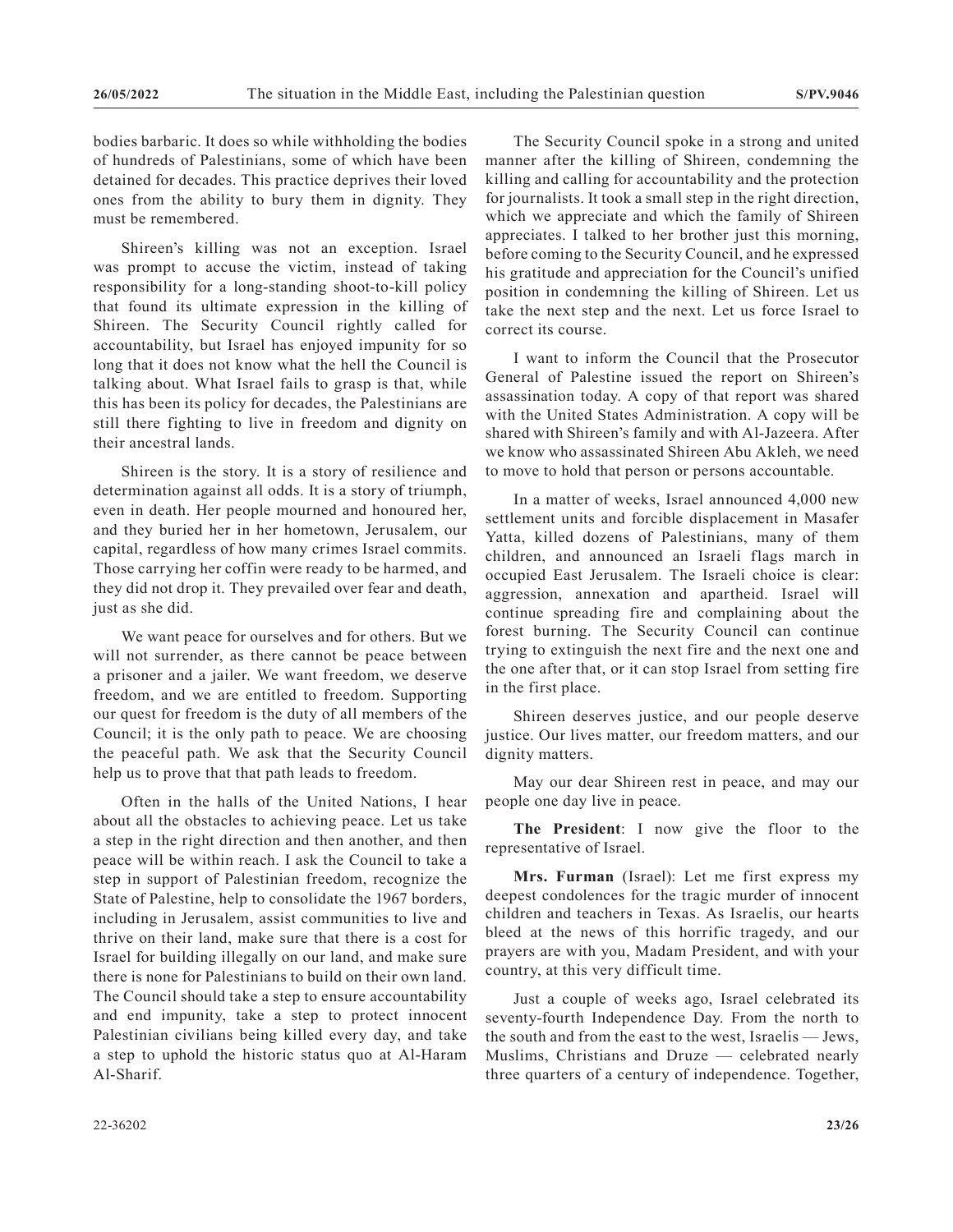bodies barbaric. It does so while withholding the bodies of hundreds of Palestinians, some of which have been detained for decades. This practice deprives their loved ones from the ability to bury them in dignity. They must be remembered.

Shireen's killing was not an exception. Israel was prompt to accuse the victim, instead of taking responsibility for a long-standing shoot-to-kill policy that found its ultimate expression in the killing of Shireen. The Security Council rightly called for accountability, but Israel has enjoyed impunity for so long that it does not know what the hell the Council is talking about. What Israel fails to grasp is that, while this has been its policy for decades, the Palestinians are still there fighting to live in freedom and dignity on their ancestral lands.

Shireen is the story. It is a story of resilience and determination against all odds. It is a story of triumph, even in death. Her people mourned and honoured her, and they buried her in her hometown, Jerusalem, our capital, regardless of how many crimes Israel commits. Those carrying her coffin were ready to be harmed, and they did not drop it. They prevailed over fear and death, just as she did.

We want peace for ourselves and for others. But we will not surrender, as there cannot be peace between a prisoner and a jailer. We want freedom, we deserve freedom, and we are entitled to freedom. Supporting our quest for freedom is the duty of all members of the Council; it is the only path to peace. We are choosing the peaceful path. We ask that the Security Council help us to prove that that path leads to freedom.

Often in the halls of the United Nations, I hear about all the obstacles to achieving peace. Let us take a step in the right direction and then another, and then peace will be within reach. I ask the Council to take a step in support of Palestinian freedom, recognize the State of Palestine, help to consolidate the 1967 borders, including in Jerusalem, assist communities to live and thrive on their land, make sure that there is a cost for Israel for building illegally on our land, and make sure there is none for Palestinians to build on their own land. The Council should take a step to ensure accountability and end impunity, take a step to protect innocent Palestinian civilians being killed every day, and take a step to uphold the historic status quo at Al-Haram Al-Sharif.

The Security Council spoke in a strong and united manner after the killing of Shireen, condemning the killing and calling for accountability and the protection for journalists. It took a small step in the right direction, which we appreciate and which the family of Shireen appreciates. I talked to her brother just this morning, before coming to the Security Council, and he expressed his gratitude and appreciation for the Council's unified position in condemning the killing of Shireen. Let us take the next step and the next. Let us force Israel to correct its course.

I want to inform the Council that the Prosecutor General of Palestine issued the report on Shireen's assassination today. A copy of that report was shared with the United States Administration. A copy will be shared with Shireen's family and with Al-Jazeera. After we know who assassinated Shireen Abu Akleh, we need to move to hold that person or persons accountable.

In a matter of weeks, Israel announced 4,000 new settlement units and forcible displacement in Masafer Yatta, killed dozens of Palestinians, many of them children, and announced an Israeli flags march in occupied East Jerusalem. The Israeli choice is clear: aggression, annexation and apartheid. Israel will continue spreading fire and complaining about the forest burning. The Security Council can continue trying to extinguish the next fire and the next one and the one after that, or it can stop Israel from setting fire in the first place.

Shireen deserves justice, and our people deserve justice. Our lives matter, our freedom matters, and our dignity matters.

May our dear Shireen rest in peace, and may our people one day live in peace.

**The President**: I now give the floor to the representative of Israel.

**Mrs. Furman** (Israel): Let me first express my deepest condolences for the tragic murder of innocent children and teachers in Texas. As Israelis, our hearts bleed at the news of this horrific tragedy, and our prayers are with you, Madam President, and with your country, at this very difficult time.

Just a couple of weeks ago, Israel celebrated its seventy-fourth Independence Day. From the north to the south and from the east to the west, Israelis — Jews, Muslims, Christians and Druze — celebrated nearly three quarters of a century of independence. Together,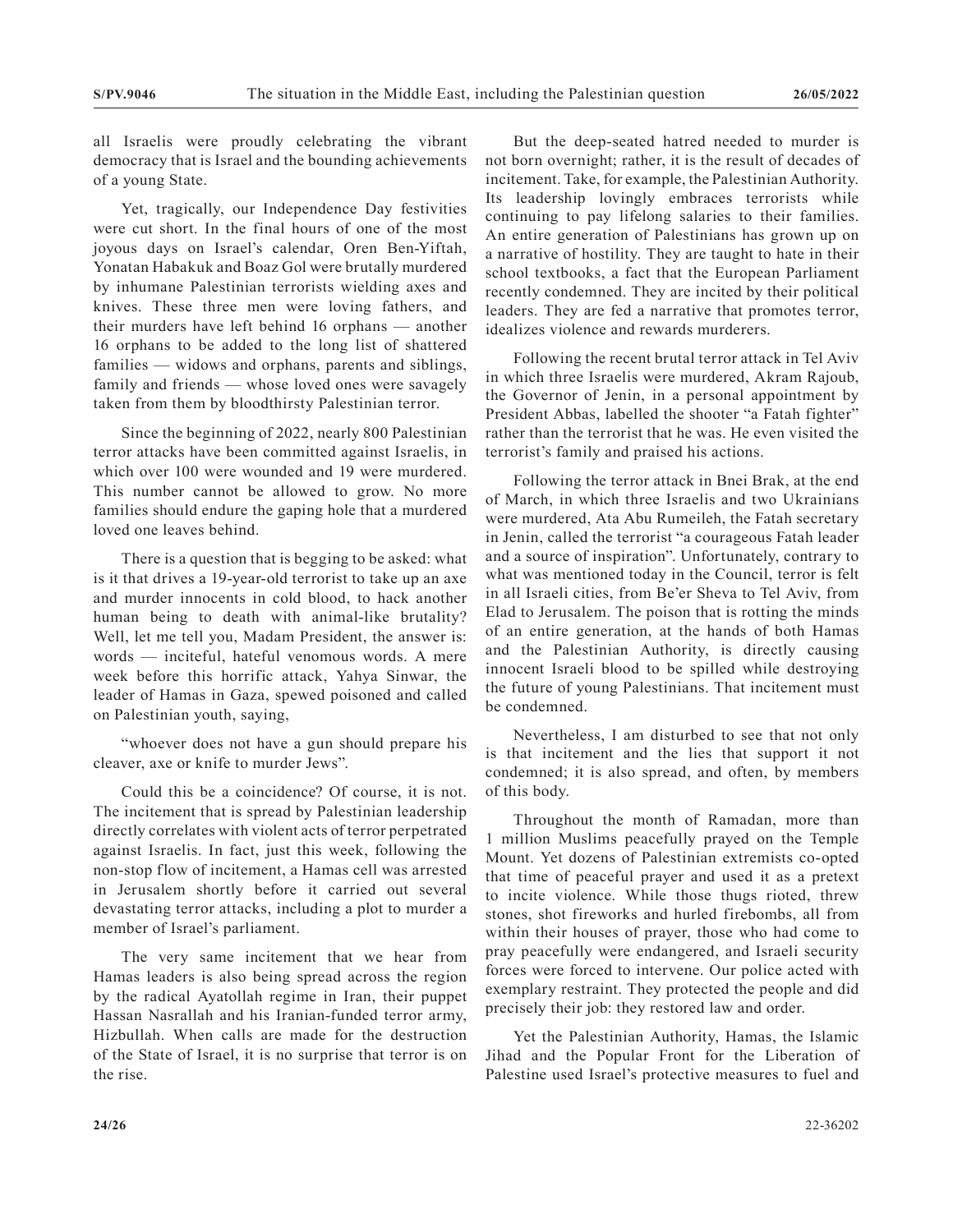all Israelis were proudly celebrating the vibrant democracy that is Israel and the bounding achievements of a young State.

Yet, tragically, our Independence Day festivities were cut short. In the final hours of one of the most joyous days on Israel's calendar, Oren Ben-Yiftah, Yonatan Habakuk and Boaz Gol were brutally murdered by inhumane Palestinian terrorists wielding axes and knives. These three men were loving fathers, and their murders have left behind 16 orphans — another 16 orphans to be added to the long list of shattered families — widows and orphans, parents and siblings, family and friends — whose loved ones were savagely taken from them by bloodthirsty Palestinian terror.

Since the beginning of 2022, nearly 800 Palestinian terror attacks have been committed against Israelis, in which over 100 were wounded and 19 were murdered. This number cannot be allowed to grow. No more families should endure the gaping hole that a murdered loved one leaves behind.

There is a question that is begging to be asked: what is it that drives a 19-year-old terrorist to take up an axe and murder innocents in cold blood, to hack another human being to death with animal-like brutality? Well, let me tell you, Madam President, the answer is: words — inciteful, hateful venomous words. A mere week before this horrific attack, Yahya Sinwar, the leader of Hamas in Gaza, spewed poisoned and called on Palestinian youth, saying,

"whoever does not have a gun should prepare his cleaver, axe or knife to murder Jews".

Could this be a coincidence? Of course, it is not. The incitement that is spread by Palestinian leadership directly correlates with violent acts of terror perpetrated against Israelis. In fact, just this week, following the non-stop flow of incitement, a Hamas cell was arrested in Jerusalem shortly before it carried out several devastating terror attacks, including a plot to murder a member of Israel's parliament.

The very same incitement that we hear from Hamas leaders is also being spread across the region by the radical Ayatollah regime in Iran, their puppet Hassan Nasrallah and his Iranian-funded terror army, Hizbullah. When calls are made for the destruction of the State of Israel, it is no surprise that terror is on the rise.

But the deep-seated hatred needed to murder is not born overnight; rather, it is the result of decades of incitement. Take, for example, the Palestinian Authority. Its leadership lovingly embraces terrorists while continuing to pay lifelong salaries to their families. An entire generation of Palestinians has grown up on a narrative of hostility. They are taught to hate in their school textbooks, a fact that the European Parliament recently condemned. They are incited by their political leaders. They are fed a narrative that promotes terror, idealizes violence and rewards murderers.

Following the recent brutal terror attack in Tel Aviv in which three Israelis were murdered, Akram Rajoub, the Governor of Jenin, in a personal appointment by President Abbas, labelled the shooter "a Fatah fighter" rather than the terrorist that he was. He even visited the terrorist's family and praised his actions.

Following the terror attack in Bnei Brak, at the end of March, in which three Israelis and two Ukrainians were murdered, Ata Abu Rumeileh, the Fatah secretary in Jenin, called the terrorist "a courageous Fatah leader and a source of inspiration". Unfortunately, contrary to what was mentioned today in the Council, terror is felt in all Israeli cities, from Be'er Sheva to Tel Aviv, from Elad to Jerusalem. The poison that is rotting the minds of an entire generation, at the hands of both Hamas and the Palestinian Authority, is directly causing innocent Israeli blood to be spilled while destroying the future of young Palestinians. That incitement must be condemned.

Nevertheless, I am disturbed to see that not only is that incitement and the lies that support it not condemned; it is also spread, and often, by members of this body.

Throughout the month of Ramadan, more than 1 million Muslims peacefully prayed on the Temple Mount. Yet dozens of Palestinian extremists co-opted that time of peaceful prayer and used it as a pretext to incite violence. While those thugs rioted, threw stones, shot fireworks and hurled firebombs, all from within their houses of prayer, those who had come to pray peacefully were endangered, and Israeli security forces were forced to intervene. Our police acted with exemplary restraint. They protected the people and did precisely their job: they restored law and order.

Yet the Palestinian Authority, Hamas, the Islamic Jihad and the Popular Front for the Liberation of Palestine used Israel's protective measures to fuel and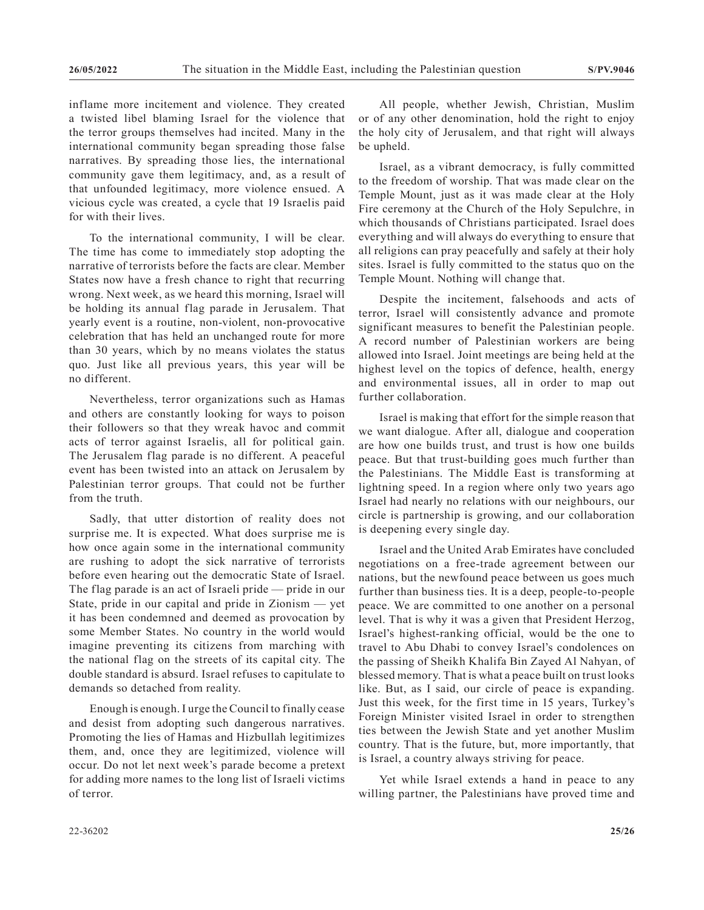inflame more incitement and violence. They created a twisted libel blaming Israel for the violence that the terror groups themselves had incited. Many in the international community began spreading those false narratives. By spreading those lies, the international community gave them legitimacy, and, as a result of that unfounded legitimacy, more violence ensued. A vicious cycle was created, a cycle that 19 Israelis paid for with their lives.

To the international community, I will be clear. The time has come to immediately stop adopting the narrative of terrorists before the facts are clear. Member States now have a fresh chance to right that recurring wrong. Next week, as we heard this morning, Israel will be holding its annual flag parade in Jerusalem. That yearly event is a routine, non-violent, non-provocative celebration that has held an unchanged route for more than 30 years, which by no means violates the status quo. Just like all previous years, this year will be no different.

Nevertheless, terror organizations such as Hamas and others are constantly looking for ways to poison their followers so that they wreak havoc and commit acts of terror against Israelis, all for political gain. The Jerusalem flag parade is no different. A peaceful event has been twisted into an attack on Jerusalem by Palestinian terror groups. That could not be further from the truth.

Sadly, that utter distortion of reality does not surprise me. It is expected. What does surprise me is how once again some in the international community are rushing to adopt the sick narrative of terrorists before even hearing out the democratic State of Israel. The flag parade is an act of Israeli pride — pride in our State, pride in our capital and pride in Zionism — yet it has been condemned and deemed as provocation by some Member States. No country in the world would imagine preventing its citizens from marching with the national flag on the streets of its capital city. The double standard is absurd. Israel refuses to capitulate to demands so detached from reality.

Enough is enough. I urge the Council to finally cease and desist from adopting such dangerous narratives. Promoting the lies of Hamas and Hizbullah legitimizes them, and, once they are legitimized, violence will occur. Do not let next week's parade become a pretext for adding more names to the long list of Israeli victims of terror.

All people, whether Jewish, Christian, Muslim or of any other denomination, hold the right to enjoy the holy city of Jerusalem, and that right will always be upheld.

Israel, as a vibrant democracy, is fully committed to the freedom of worship. That was made clear on the Temple Mount, just as it was made clear at the Holy Fire ceremony at the Church of the Holy Sepulchre, in which thousands of Christians participated. Israel does everything and will always do everything to ensure that all religions can pray peacefully and safely at their holy sites. Israel is fully committed to the status quo on the Temple Mount. Nothing will change that.

Despite the incitement, falsehoods and acts of terror, Israel will consistently advance and promote significant measures to benefit the Palestinian people. A record number of Palestinian workers are being allowed into Israel. Joint meetings are being held at the highest level on the topics of defence, health, energy and environmental issues, all in order to map out further collaboration.

Israel is making that effort for the simple reason that we want dialogue. After all, dialogue and cooperation are how one builds trust, and trust is how one builds peace. But that trust-building goes much further than the Palestinians. The Middle East is transforming at lightning speed. In a region where only two years ago Israel had nearly no relations with our neighbours, our circle is partnership is growing, and our collaboration is deepening every single day.

Israel and the United Arab Emirates have concluded negotiations on a free-trade agreement between our nations, but the newfound peace between us goes much further than business ties. It is a deep, people-to-people peace. We are committed to one another on a personal level. That is why it was a given that President Herzog, Israel's highest-ranking official, would be the one to travel to Abu Dhabi to convey Israel's condolences on the passing of Sheikh Khalifa Bin Zayed Al Nahyan, of blessed memory. That is what a peace built on trust looks like. But, as I said, our circle of peace is expanding. Just this week, for the first time in 15 years, Turkey's Foreign Minister visited Israel in order to strengthen ties between the Jewish State and yet another Muslim country. That is the future, but, more importantly, that is Israel, a country always striving for peace.

Yet while Israel extends a hand in peace to any willing partner, the Palestinians have proved time and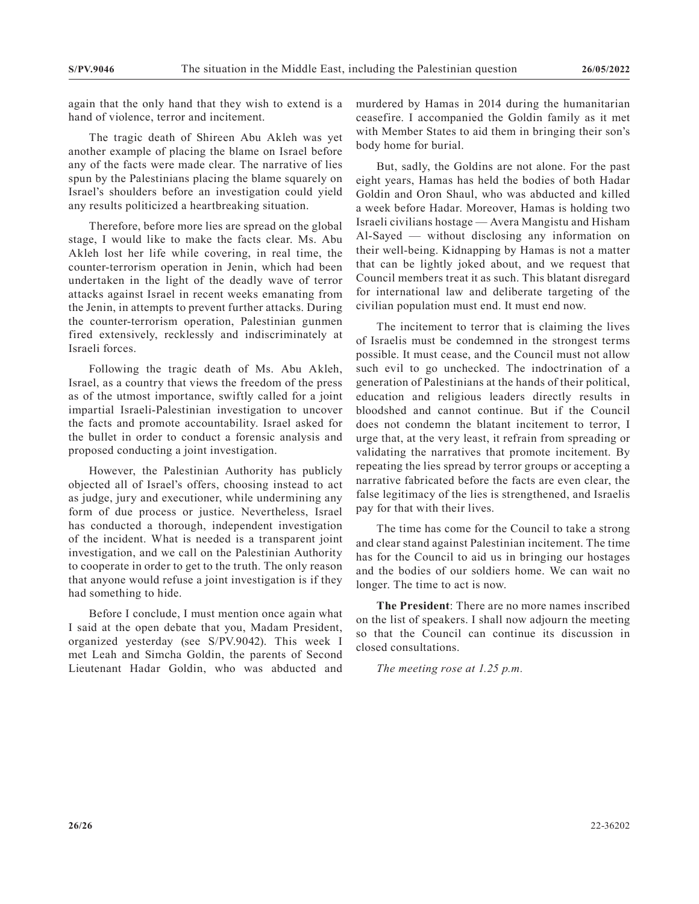again that the only hand that they wish to extend is a hand of violence, terror and incitement.

The tragic death of Shireen Abu Akleh was yet another example of placing the blame on Israel before any of the facts were made clear. The narrative of lies spun by the Palestinians placing the blame squarely on Israel's shoulders before an investigation could yield any results politicized a heartbreaking situation.

Therefore, before more lies are spread on the global stage, I would like to make the facts clear. Ms. Abu Akleh lost her life while covering, in real time, the counter-terrorism operation in Jenin, which had been undertaken in the light of the deadly wave of terror attacks against Israel in recent weeks emanating from the Jenin, in attempts to prevent further attacks. During the counter-terrorism operation, Palestinian gunmen fired extensively, recklessly and indiscriminately at Israeli forces.

Following the tragic death of Ms. Abu Akleh, Israel, as a country that views the freedom of the press as of the utmost importance, swiftly called for a joint impartial Israeli-Palestinian investigation to uncover the facts and promote accountability. Israel asked for the bullet in order to conduct a forensic analysis and proposed conducting a joint investigation.

However, the Palestinian Authority has publicly objected all of Israel's offers, choosing instead to act as judge, jury and executioner, while undermining any form of due process or justice. Nevertheless, Israel has conducted a thorough, independent investigation of the incident. What is needed is a transparent joint investigation, and we call on the Palestinian Authority to cooperate in order to get to the truth. The only reason that anyone would refuse a joint investigation is if they had something to hide.

Before I conclude, I must mention once again what I said at the open debate that you, Madam President, organized yesterday (see S/PV.9042). This week I met Leah and Simcha Goldin, the parents of Second Lieutenant Hadar Goldin, who was abducted and murdered by Hamas in 2014 during the humanitarian ceasefire. I accompanied the Goldin family as it met with Member States to aid them in bringing their son's body home for burial.

But, sadly, the Goldins are not alone. For the past eight years, Hamas has held the bodies of both Hadar Goldin and Oron Shaul, who was abducted and killed a week before Hadar. Moreover, Hamas is holding two Israeli civilians hostage — Avera Mangistu and Hisham Al-Sayed — without disclosing any information on their well-being. Kidnapping by Hamas is not a matter that can be lightly joked about, and we request that Council members treat it as such. This blatant disregard for international law and deliberate targeting of the civilian population must end. It must end now.

The incitement to terror that is claiming the lives of Israelis must be condemned in the strongest terms possible. It must cease, and the Council must not allow such evil to go unchecked. The indoctrination of a generation of Palestinians at the hands of their political, education and religious leaders directly results in bloodshed and cannot continue. But if the Council does not condemn the blatant incitement to terror, I urge that, at the very least, it refrain from spreading or validating the narratives that promote incitement. By repeating the lies spread by terror groups or accepting a narrative fabricated before the facts are even clear, the false legitimacy of the lies is strengthened, and Israelis pay for that with their lives.

The time has come for the Council to take a strong and clear stand against Palestinian incitement. The time has for the Council to aid us in bringing our hostages and the bodies of our soldiers home. We can wait no longer. The time to act is now.

**The President**: There are no more names inscribed on the list of speakers. I shall now adjourn the meeting so that the Council can continue its discussion in closed consultations.

*The meeting rose at 1.25 p.m.*